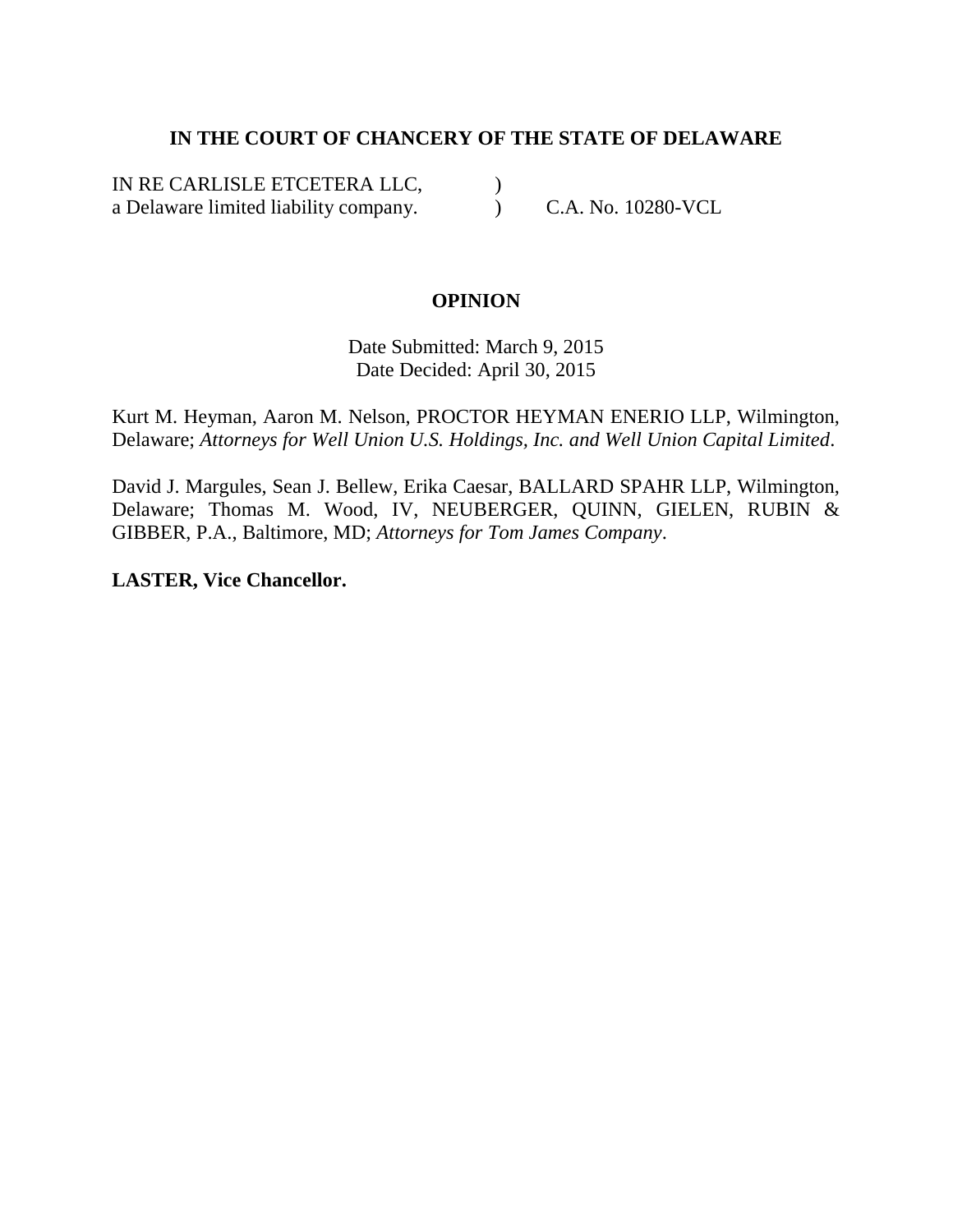**IN THE COURT OF CHANCERY OF THE STATE OF DELAWARE**

IN RE CARLISLE ETCETERA LLC, )
a Delaware limited liability company. ) C.A. No. 10280-VCL

**OPINION**

Date Submitted: March 9, 2015
Date Decided: April 30, 2015

Kurt M. Heyman, Aaron M. Nelson, PROCTOR HEYMAN ENERIO LLP, Wilmington, Delaware; *Attorneys for Well Union U.S. Holdings, Inc. and Well Union Capital Limited*.

David J. Margules, Sean J. Bellew, Erika Caesar, BALLARD SPAHR LLP, Wilmington, Delaware; Thomas M. Wood, IV, NEUBERGER, QUINN, GIELEN, RUBIN & GIBBER, P.A., Baltimore, MD; *Attorneys for Tom James Company*.

**LASTER, Vice Chancellor.**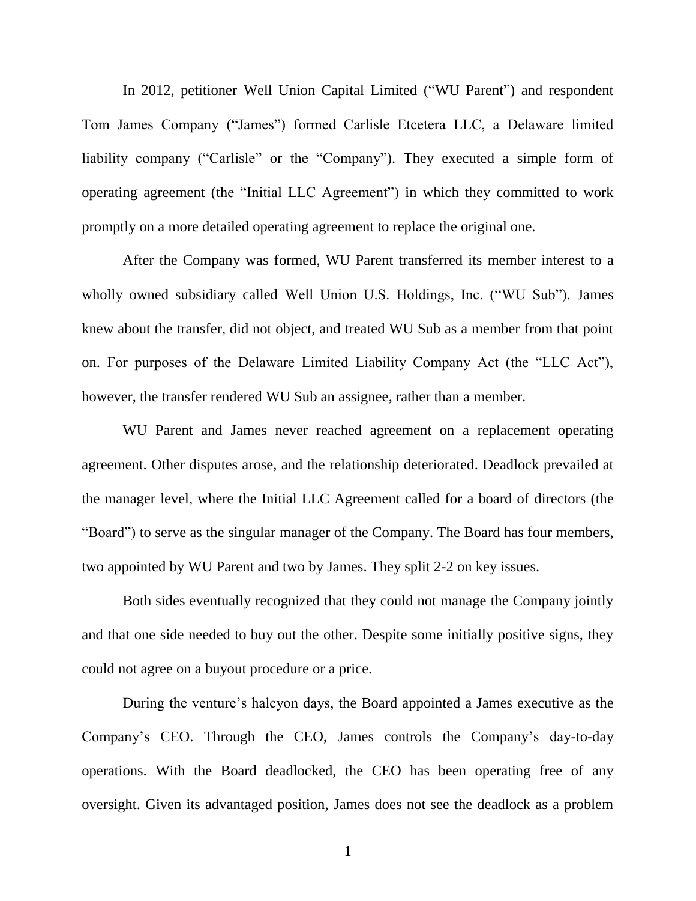In 2012, petitioner Well Union Capital Limited ("WU Parent") and respondent Tom James Company ("James") formed Carlisle Etcetera LLC, a Delaware limited liability company ("Carlisle" or the "Company"). They executed a simple form of operating agreement (the "Initial LLC Agreement") in which they committed to work promptly on a more detailed operating agreement to replace the original one.

After the Company was formed, WU Parent transferred its member interest to a wholly owned subsidiary called Well Union U.S. Holdings, Inc. ("WU Sub"). James knew about the transfer, did not object, and treated WU Sub as a member from that point on. For purposes of the Delaware Limited Liability Company Act (the "LLC Act"), however, the transfer rendered WU Sub an assignee, rather than a member.

WU Parent and James never reached agreement on a replacement operating agreement. Other disputes arose, and the relationship deteriorated. Deadlock prevailed at the manager level, where the Initial LLC Agreement called for a board of directors (the "Board") to serve as the singular manager of the Company. The Board has four members, two appointed by WU Parent and two by James. They split 2-2 on key issues.

Both sides eventually recognized that they could not manage the Company jointly and that one side needed to buy out the other. Despite some initially positive signs, they could not agree on a buyout procedure or a price.

During the venture's halcyon days, the Board appointed a James executive as the Company's CEO. Through the CEO, James controls the Company's day-to-day operations. With the Board deadlocked, the CEO has been operating free of any oversight. Given its advantaged position, James does not see the deadlock as a problem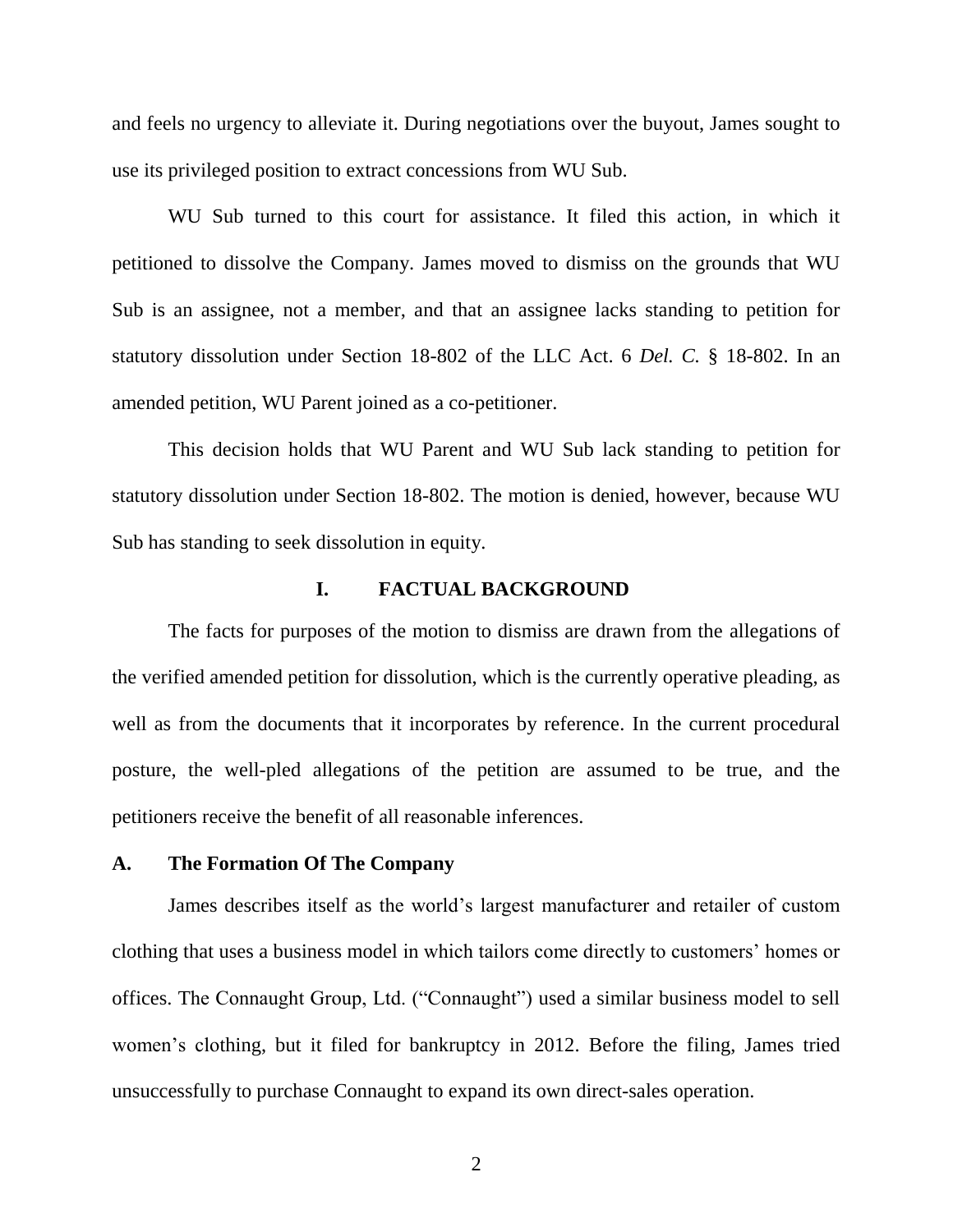and feels no urgency to alleviate it. During negotiations over the buyout, James sought to use its privileged position to extract concessions from WU Sub.

WU Sub turned to this court for assistance. It filed this action, in which it petitioned to dissolve the Company. James moved to dismiss on the grounds that WU Sub is an assignee, not a member, and that an assignee lacks standing to petition for statutory dissolution under Section 18-802 of the LLC Act. 6 *Del. C.* § 18-802. In an amended petition, WU Parent joined as a co-petitioner.

This decision holds that WU Parent and WU Sub lack standing to petition for statutory dissolution under Section 18-802. The motion is denied, however, because WU Sub has standing to seek dissolution in equity.

## I. FACTUAL BACKGROUND

The facts for purposes of the motion to dismiss are drawn from the allegations of the verified amended petition for dissolution, which is the currently operative pleading, as well as from the documents that it incorporates by reference. In the current procedural posture, the well-pled allegations of the petition are assumed to be true, and the petitioners receive the benefit of all reasonable inferences.

### A. The Formation Of The Company

James describes itself as the world's largest manufacturer and retailer of custom clothing that uses a business model in which tailors come directly to customers' homes or offices. The Connaught Group, Ltd. ("Connaught") used a similar business model to sell women's clothing, but it filed for bankruptcy in 2012. Before the filing, James tried unsuccessfully to purchase Connaught to expand its own direct-sales operation.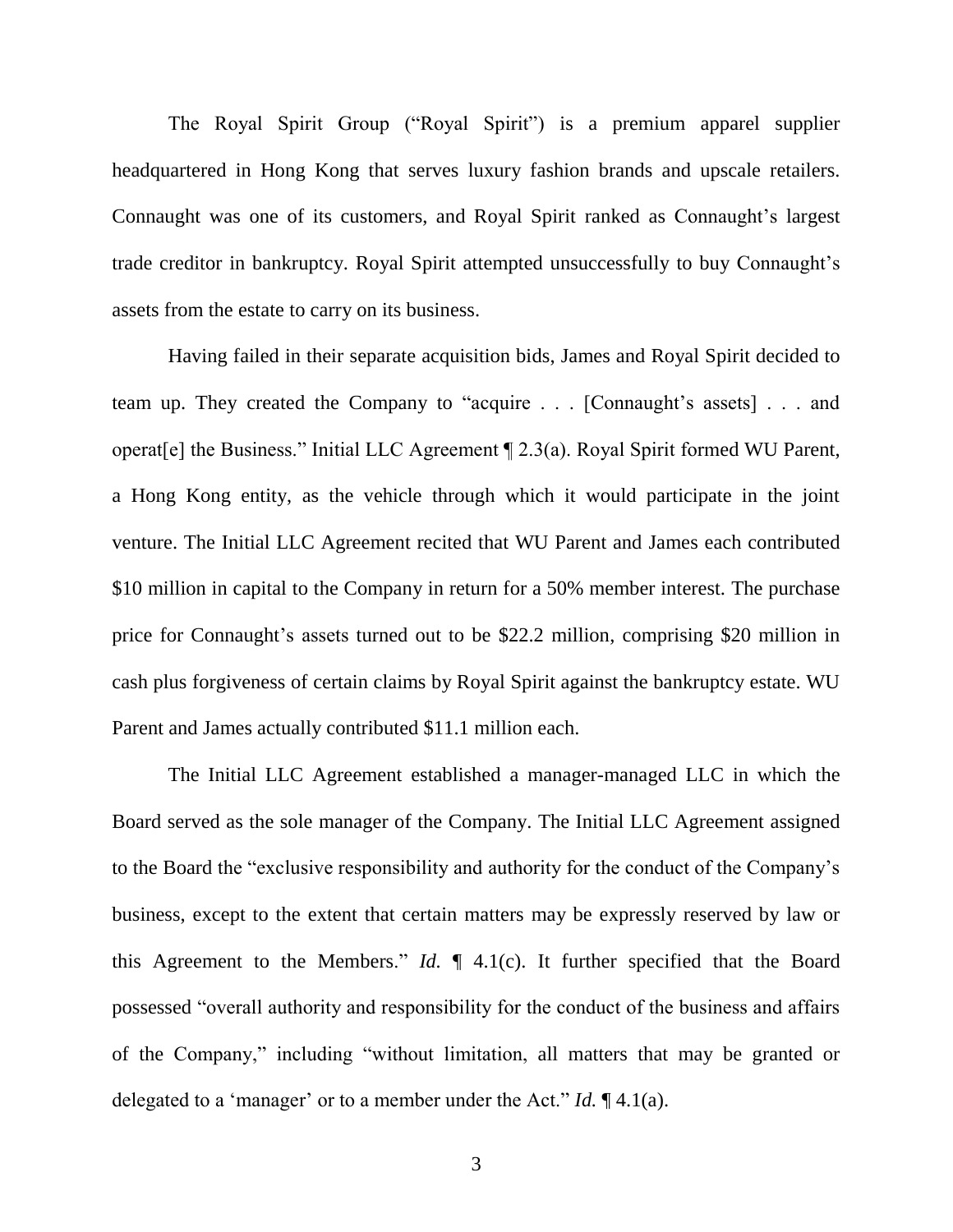The Royal Spirit Group ("Royal Spirit") is a premium apparel supplier headquartered in Hong Kong that serves luxury fashion brands and upscale retailers. Connaught was one of its customers, and Royal Spirit ranked as Connaught's largest trade creditor in bankruptcy. Royal Spirit attempted unsuccessfully to buy Connaught's assets from the estate to carry on its business.

Having failed in their separate acquisition bids, James and Royal Spirit decided to team up. They created the Company to "acquire . . . [Connaught's assets] . . . and operat[e] the Business." Initial LLC Agreement ¶ 2.3(a). Royal Spirit formed WU Parent, a Hong Kong entity, as the vehicle through which it would participate in the joint venture. The Initial LLC Agreement recited that WU Parent and James each contributed \$10 million in capital to the Company in return for a 50% member interest. The purchase price for Connaught's assets turned out to be \$22.2 million, comprising \$20 million in cash plus forgiveness of certain claims by Royal Spirit against the bankruptcy estate. WU Parent and James actually contributed \$11.1 million each.

The Initial LLC Agreement established a manager-managed LLC in which the Board served as the sole manager of the Company. The Initial LLC Agreement assigned to the Board the "exclusive responsibility and authority for the conduct of the Company's business, except to the extent that certain matters may be expressly reserved by law or this Agreement to the Members." *Id.* ¶ 4.1(c). It further specified that the Board possessed "overall authority and responsibility for the conduct of the business and affairs of the Company," including "without limitation, all matters that may be granted or delegated to a 'manager' or to a member under the Act." *Id.* ¶ 4.1(a).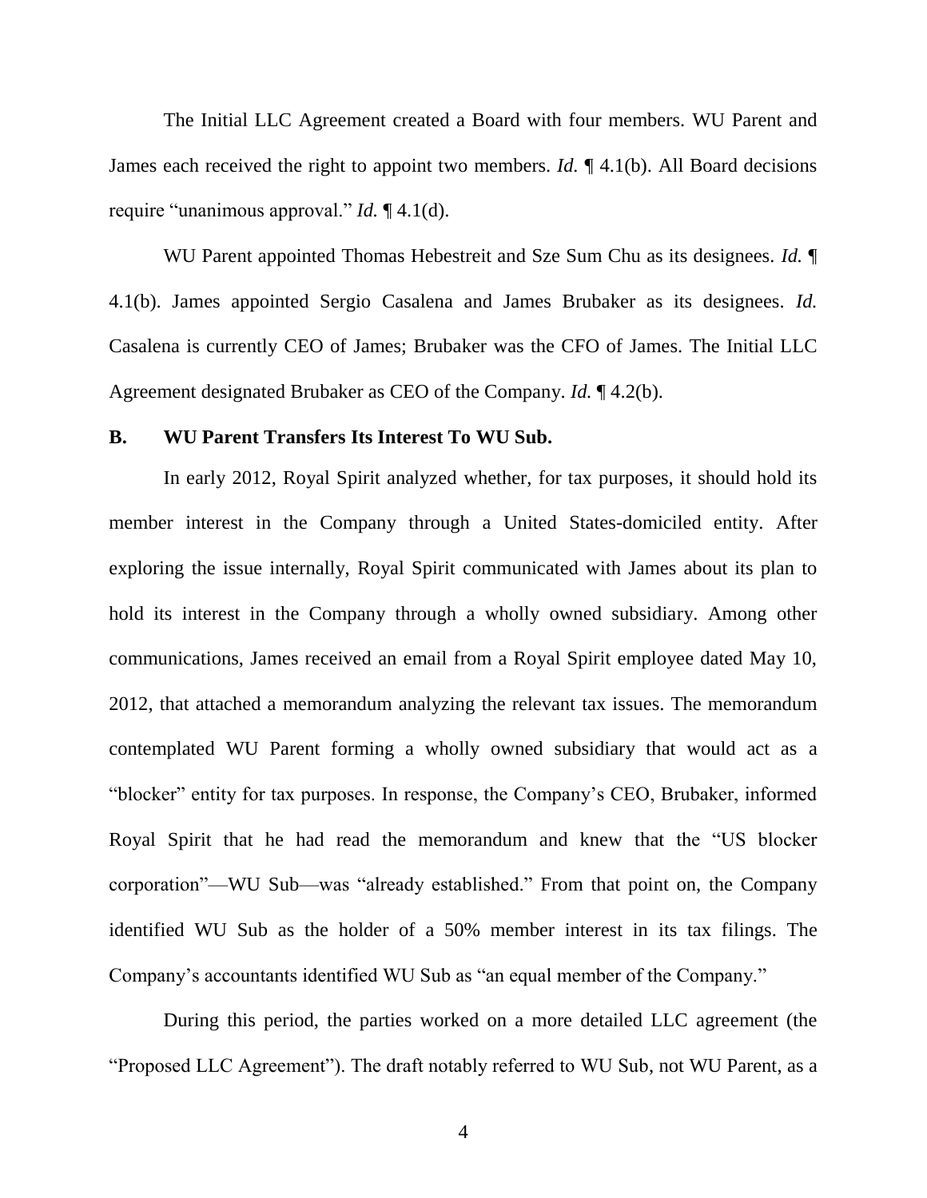The Initial LLC Agreement created a Board with four members. WU Parent and James each received the right to appoint two members. *Id.* ¶ 4.1(b). All Board decisions require "unanimous approval." *Id.* ¶ 4.1(d).

WU Parent appointed Thomas Hebestreit and Sze Sum Chu as its designees. *Id.* ¶ 4.1(b). James appointed Sergio Casalena and James Brubaker as its designees. *Id.* Casalena is currently CEO of James; Brubaker was the CFO of James. The Initial LLC Agreement designated Brubaker as CEO of the Company. *Id.* ¶ 4.2(b).

### B. WU Parent Transfers Its Interest To WU Sub.

In early 2012, Royal Spirit analyzed whether, for tax purposes, it should hold its member interest in the Company through a United States-domiciled entity. After exploring the issue internally, Royal Spirit communicated with James about its plan to hold its interest in the Company through a wholly owned subsidiary. Among other communications, James received an email from a Royal Spirit employee dated May 10, 2012, that attached a memorandum analyzing the relevant tax issues. The memorandum contemplated WU Parent forming a wholly owned subsidiary that would act as a "blocker" entity for tax purposes. In response, the Company's CEO, Brubaker, informed Royal Spirit that he had read the memorandum and knew that the "US blocker corporation"—WU Sub—was "already established." From that point on, the Company identified WU Sub as the holder of a 50% member interest in its tax filings. The Company's accountants identified WU Sub as "an equal member of the Company."

During this period, the parties worked on a more detailed LLC agreement (the "Proposed LLC Agreement"). The draft notably referred to WU Sub, not WU Parent, as a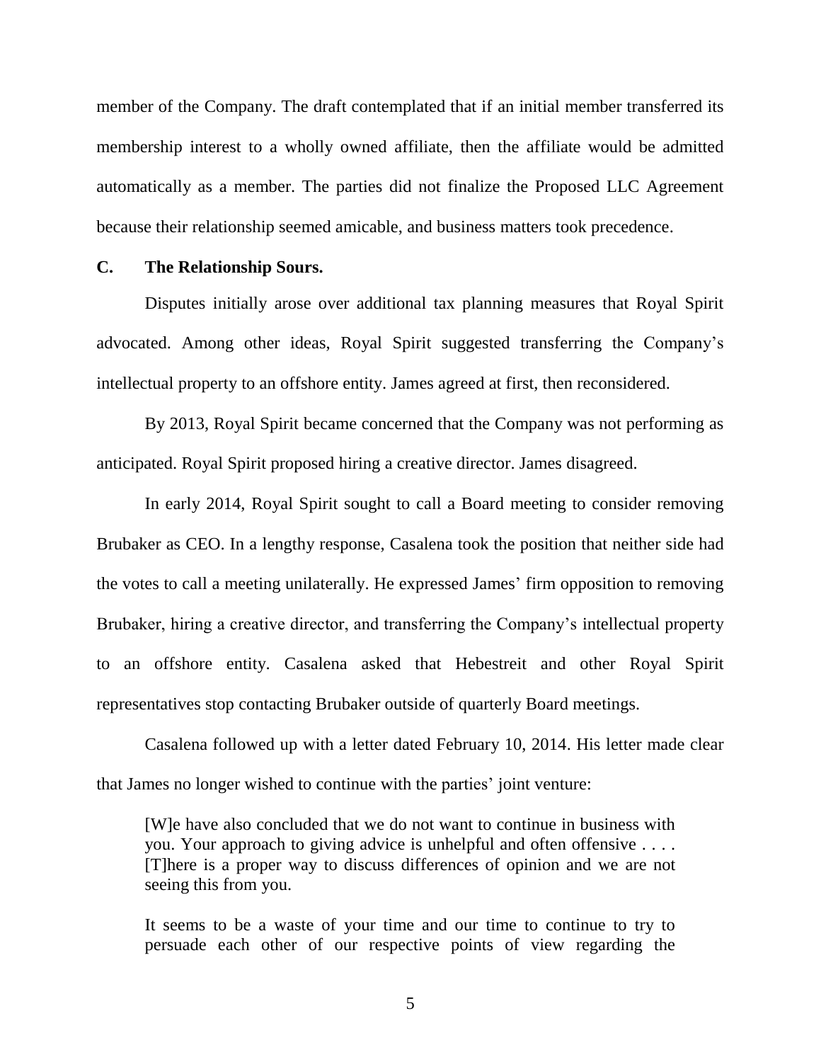member of the Company. The draft contemplated that if an initial member transferred its membership interest to a wholly owned affiliate, then the affiliate would be admitted automatically as a member. The parties did not finalize the Proposed LLC Agreement because their relationship seemed amicable, and business matters took precedence.

### C. The Relationship Sours.

Disputes initially arose over additional tax planning measures that Royal Spirit advocated. Among other ideas, Royal Spirit suggested transferring the Company's intellectual property to an offshore entity. James agreed at first, then reconsidered.

By 2013, Royal Spirit became concerned that the Company was not performing as anticipated. Royal Spirit proposed hiring a creative director. James disagreed.

In early 2014, Royal Spirit sought to call a Board meeting to consider removing Brubaker as CEO. In a lengthy response, Casalena took the position that neither side had the votes to call a meeting unilaterally. He expressed James' firm opposition to removing Brubaker, hiring a creative director, and transferring the Company's intellectual property to an offshore entity. Casalena asked that Hebestreit and other Royal Spirit representatives stop contacting Brubaker outside of quarterly Board meetings.

Casalena followed up with a letter dated February 10, 2014. His letter made clear that James no longer wished to continue with the parties' joint venture:

> [W]e have also concluded that we do not want to continue in business with you. Your approach to giving advice is unhelpful and often offensive . . . . [T]here is a proper way to discuss differences of opinion and we are not seeing this from you.
>
> It seems to be a waste of your time and our time to continue to try to persuade each other of our respective points of view regarding the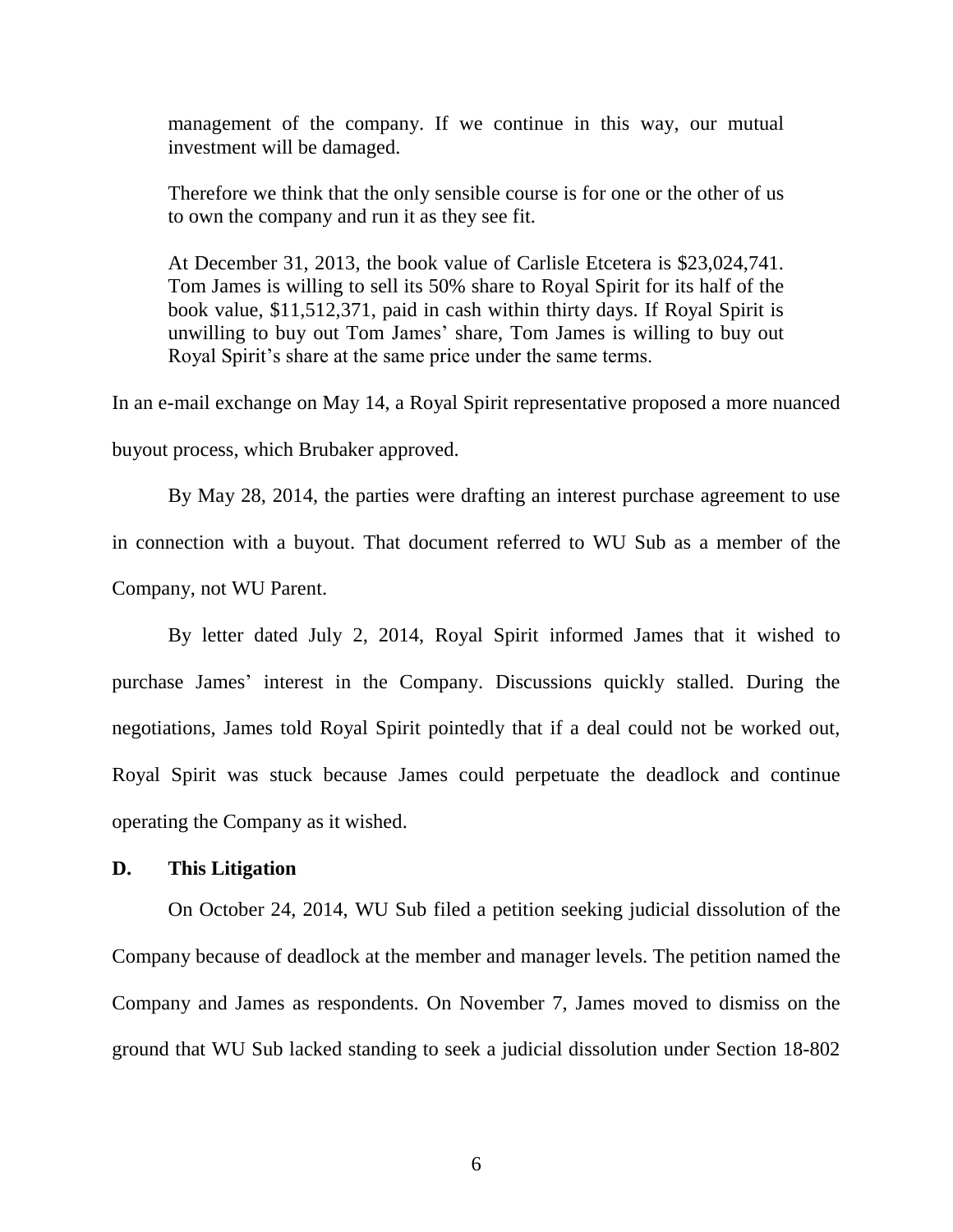> management of the company. If we continue in this way, our mutual investment will be damaged.
>
> Therefore we think that the only sensible course is for one or the other of us to own the company and run it as they see fit.
>
> At December 31, 2013, the book value of Carlisle Etcetera is $23,024,741. Tom James is willing to sell its 50% share to Royal Spirit for its half of the book value, $11,512,371, paid in cash within thirty days. If Royal Spirit is unwilling to buy out Tom James' share, Tom James is willing to buy out Royal Spirit's share at the same price under the same terms.

In an e-mail exchange on May 14, a Royal Spirit representative proposed a more nuanced buyout process, which Brubaker approved.

By May 28, 2014, the parties were drafting an interest purchase agreement to use in connection with a buyout. That document referred to WU Sub as a member of the Company, not WU Parent.

By letter dated July 2, 2014, Royal Spirit informed James that it wished to purchase James' interest in the Company. Discussions quickly stalled. During the negotiations, James told Royal Spirit pointedly that if a deal could not be worked out, Royal Spirit was stuck because James could perpetuate the deadlock and continue operating the Company as it wished.

### D. This Litigation

On October 24, 2014, WU Sub filed a petition seeking judicial dissolution of the Company because of deadlock at the member and manager levels. The petition named the Company and James as respondents. On November 7, James moved to dismiss on the ground that WU Sub lacked standing to seek a judicial dissolution under Section 18-802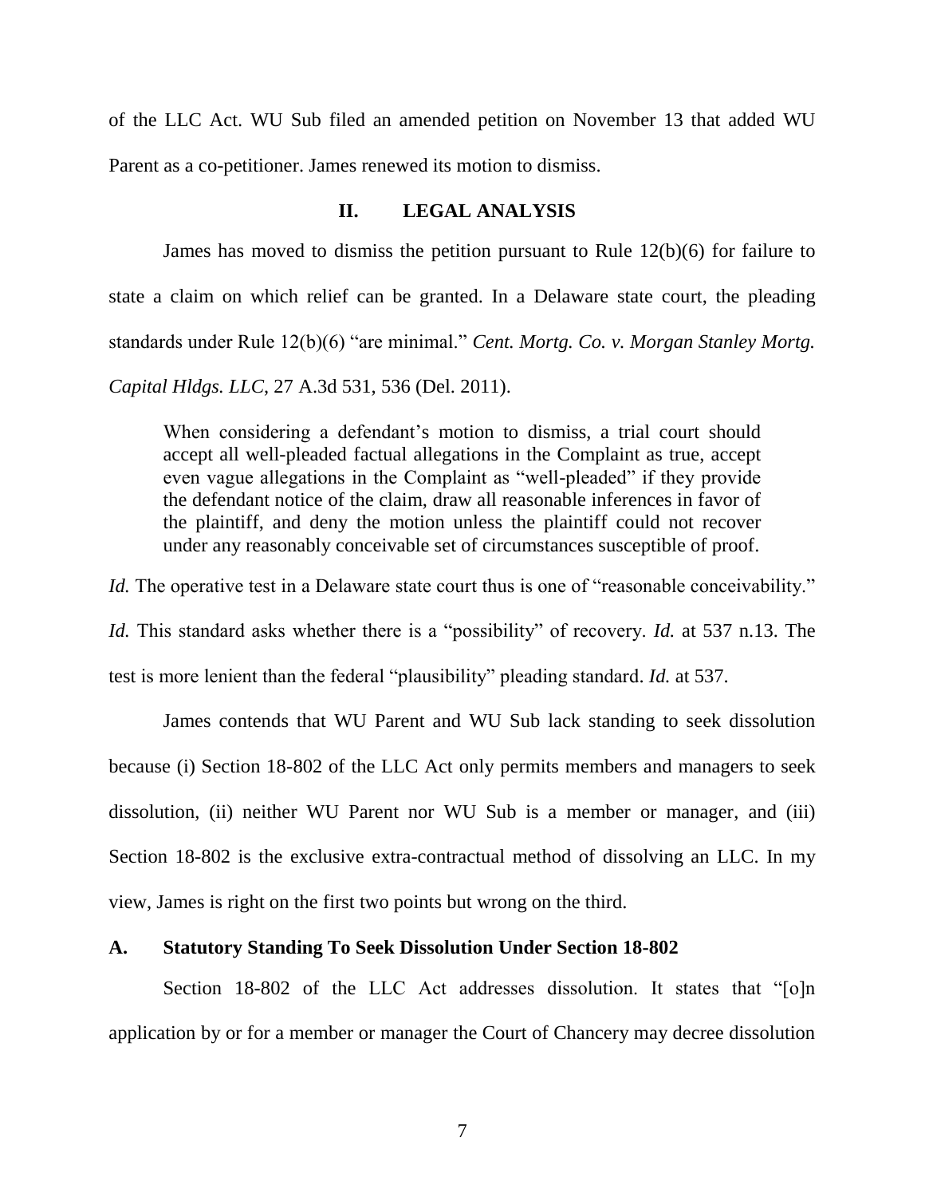of the LLC Act. WU Sub filed an amended petition on November 13 that added WU Parent as a co-petitioner. James renewed its motion to dismiss.

## II. LEGAL ANALYSIS

James has moved to dismiss the petition pursuant to Rule 12(b)(6) for failure to state a claim on which relief can be granted. In a Delaware state court, the pleading standards under Rule 12(b)(6) "are minimal." *Cent. Mortg. Co. v. Morgan Stanley Mortg. Capital Hldgs. LLC*, 27 A.3d 531, 536 (Del. 2011).

> When considering a defendant's motion to dismiss, a trial court should accept all well-pleaded factual allegations in the Complaint as true, accept even vague allegations in the Complaint as "well-pleaded" if they provide the defendant notice of the claim, draw all reasonable inferences in favor of the plaintiff, and deny the motion unless the plaintiff could not recover under any reasonably conceivable set of circumstances susceptible of proof.

*Id.* The operative test in a Delaware state court thus is one of "reasonable conceivability." *Id.* This standard asks whether there is a "possibility" of recovery. *Id.* at 537 n.13. The test is more lenient than the federal "plausibility" pleading standard. *Id.* at 537.

James contends that WU Parent and WU Sub lack standing to seek dissolution because (i) Section 18-802 of the LLC Act only permits members and managers to seek dissolution, (ii) neither WU Parent nor WU Sub is a member or manager, and (iii) Section 18-802 is the exclusive extra-contractual method of dissolving an LLC. In my view, James is right on the first two points but wrong on the third.

### A. Statutory Standing To Seek Dissolution Under Section 18-802

Section 18-802 of the LLC Act addresses dissolution. It states that "[o]n application by or for a member or manager the Court of Chancery may decree dissolution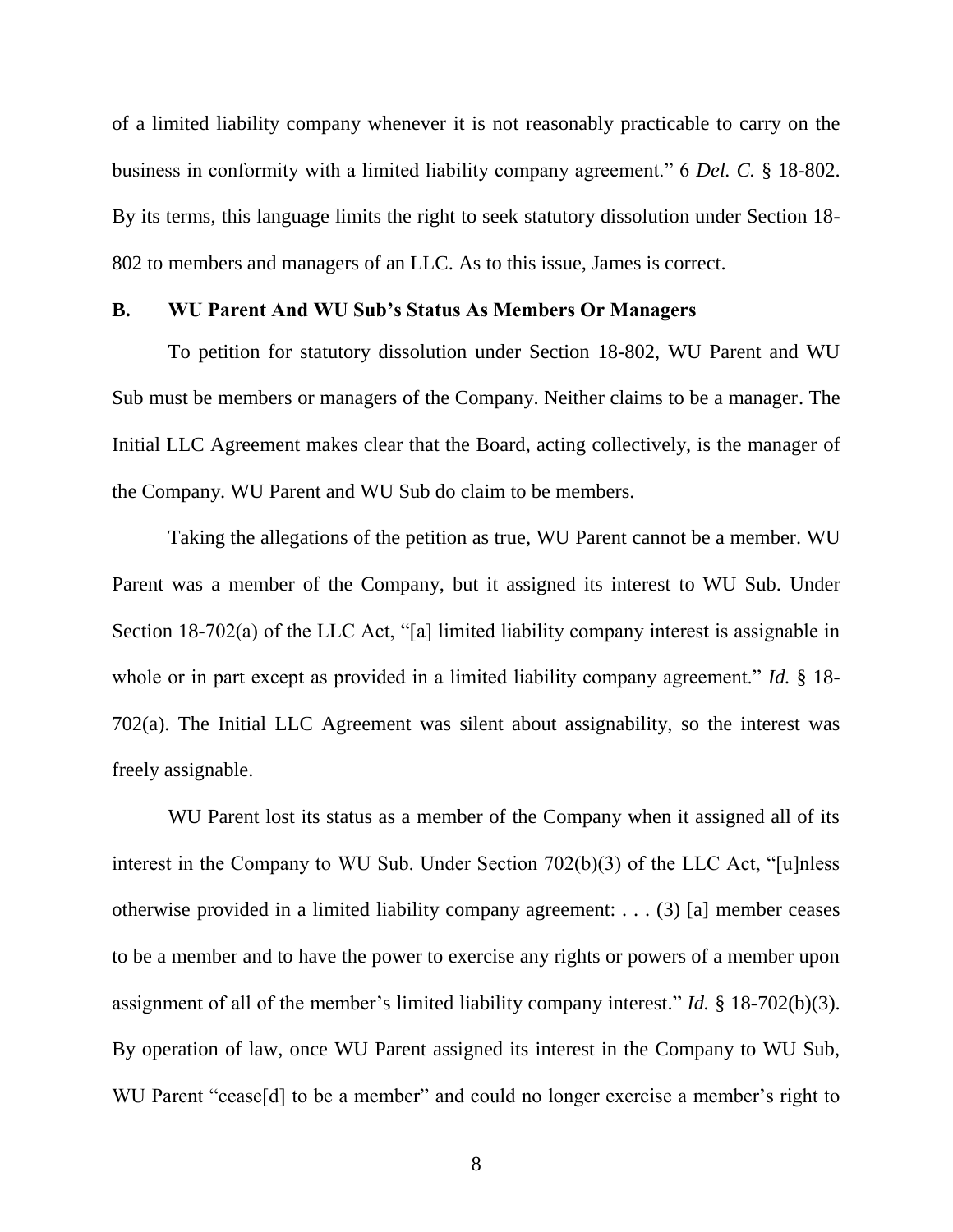of a limited liability company whenever it is not reasonably practicable to carry on the business in conformity with a limited liability company agreement." 6 *Del. C.* § 18-802. By its terms, this language limits the right to seek statutory dissolution under Section 18-802 to members and managers of an LLC. As to this issue, James is correct.

### B. WU Parent And WU Sub's Status As Members Or Managers

To petition for statutory dissolution under Section 18-802, WU Parent and WU Sub must be members or managers of the Company. Neither claims to be a manager. The Initial LLC Agreement makes clear that the Board, acting collectively, is the manager of the Company. WU Parent and WU Sub do claim to be members.

Taking the allegations of the petition as true, WU Parent cannot be a member. WU Parent was a member of the Company, but it assigned its interest to WU Sub. Under Section 18-702(a) of the LLC Act, "[a] limited liability company interest is assignable in whole or in part except as provided in a limited liability company agreement." *Id.* § 18-702(a). The Initial LLC Agreement was silent about assignability, so the interest was freely assignable.

WU Parent lost its status as a member of the Company when it assigned all of its interest in the Company to WU Sub. Under Section 702(b)(3) of the LLC Act, "[u]nless otherwise provided in a limited liability company agreement: . . . (3) [a] member ceases to be a member and to have the power to exercise any rights or powers of a member upon assignment of all of the member's limited liability company interest." *Id.* § 18-702(b)(3). By operation of law, once WU Parent assigned its interest in the Company to WU Sub, WU Parent "cease[d] to be a member" and could no longer exercise a member's right to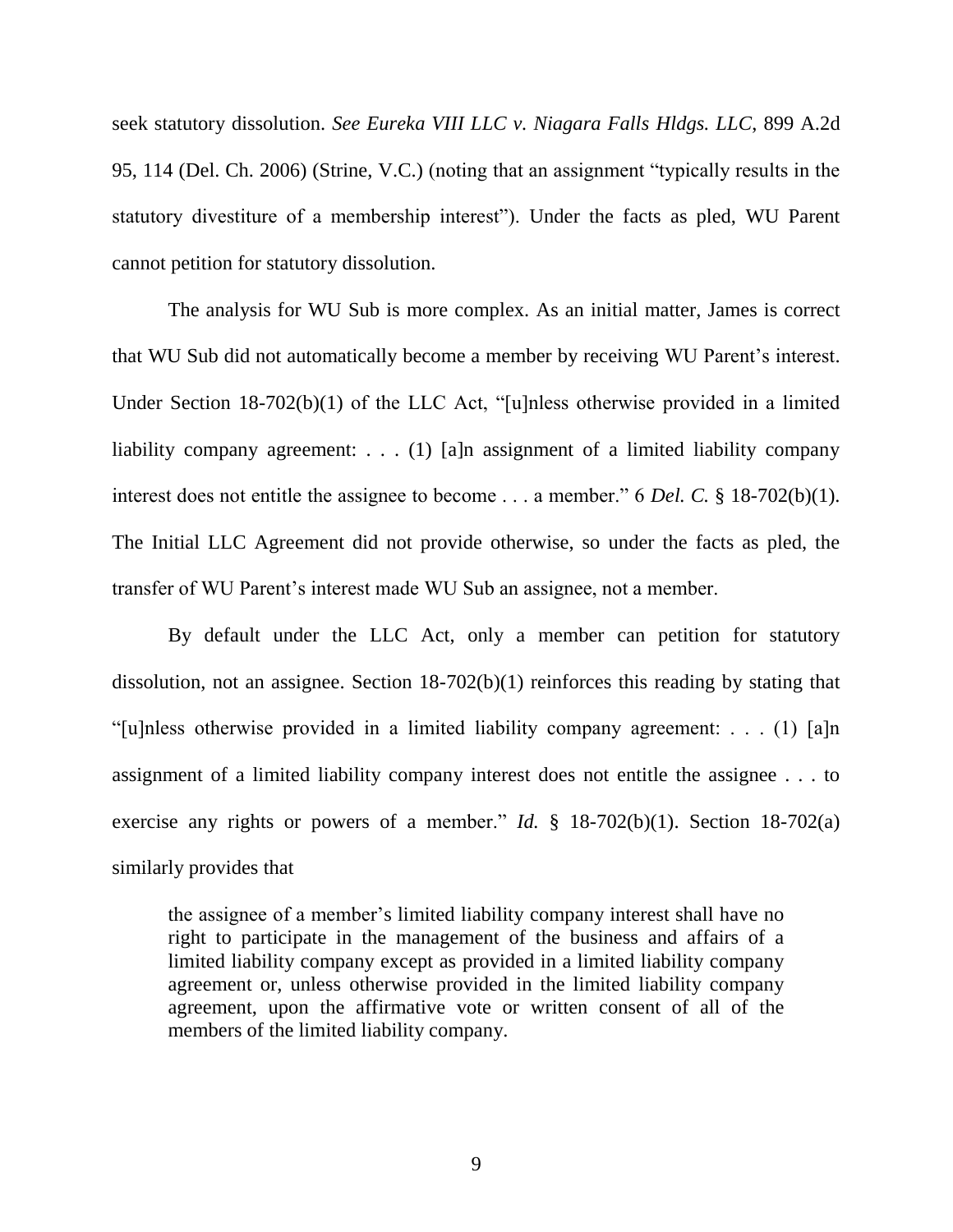seek statutory dissolution. *See Eureka VIII LLC v. Niagara Falls Hldgs. LLC*, 899 A.2d 95, 114 (Del. Ch. 2006) (Strine, V.C.) (noting that an assignment "typically results in the statutory divestiture of a membership interest"). Under the facts as pled, WU Parent cannot petition for statutory dissolution.

The analysis for WU Sub is more complex. As an initial matter, James is correct that WU Sub did not automatically become a member by receiving WU Parent's interest. Under Section 18-702(b)(1) of the LLC Act, "[u]nless otherwise provided in a limited liability company agreement: . . . (1) [a]n assignment of a limited liability company interest does not entitle the assignee to become . . . a member." 6 *Del. C.* § 18-702(b)(1). The Initial LLC Agreement did not provide otherwise, so under the facts as pled, the transfer of WU Parent's interest made WU Sub an assignee, not a member.

By default under the LLC Act, only a member can petition for statutory dissolution, not an assignee. Section 18-702(b)(1) reinforces this reading by stating that "[u]nless otherwise provided in a limited liability company agreement: . . . (1) [a]n assignment of a limited liability company interest does not entitle the assignee . . . to exercise any rights or powers of a member." *Id.* § 18-702(b)(1). Section 18-702(a) similarly provides that

> the assignee of a member's limited liability company interest shall have no right to participate in the management of the business and affairs of a limited liability company except as provided in a limited liability company agreement or, unless otherwise provided in the limited liability company agreement, upon the affirmative vote or written consent of all of the members of the limited liability company.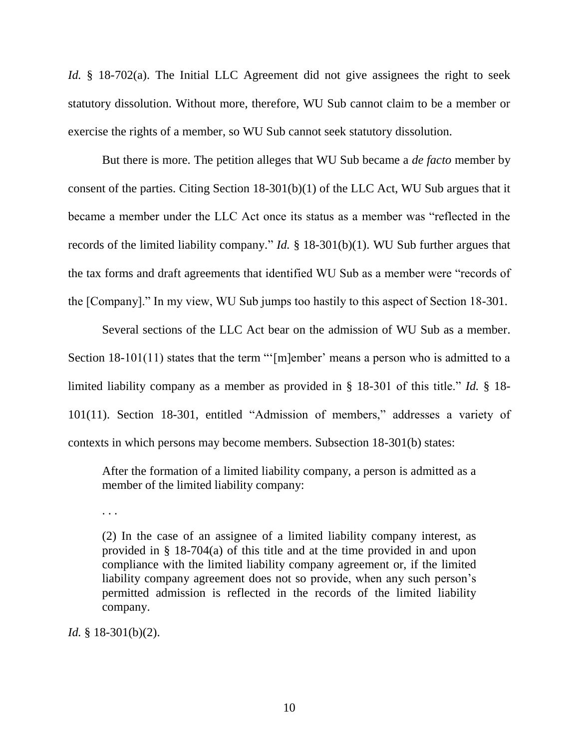*Id.* § 18-702(a). The Initial LLC Agreement did not give assignees the right to seek statutory dissolution. Without more, therefore, WU Sub cannot claim to be a member or exercise the rights of a member, so WU Sub cannot seek statutory dissolution.

But there is more. The petition alleges that WU Sub became a *de facto* member by consent of the parties. Citing Section 18-301(b)(1) of the LLC Act, WU Sub argues that it became a member under the LLC Act once its status as a member was "reflected in the records of the limited liability company." *Id.* § 18-301(b)(1). WU Sub further argues that the tax forms and draft agreements that identified WU Sub as a member were "records of the [Company]." In my view, WU Sub jumps too hastily to this aspect of Section 18-301.

Several sections of the LLC Act bear on the admission of WU Sub as a member. Section 18-101(11) states that the term "'[m]ember' means a person who is admitted to a limited liability company as a member as provided in § 18-301 of this title." *Id.* § 18-101(11). Section 18-301, entitled "Admission of members," addresses a variety of contexts in which persons may become members. Subsection 18-301(b) states:

> After the formation of a limited liability company, a person is admitted as a member of the limited liability company:
>
> . . .
>
> (2) In the case of an assignee of a limited liability company interest, as provided in § 18-704(a) of this title and at the time provided in and upon compliance with the limited liability company agreement or, if the limited liability company agreement does not so provide, when any such person's permitted admission is reflected in the records of the limited liability company.

*Id.* § 18-301(b)(2).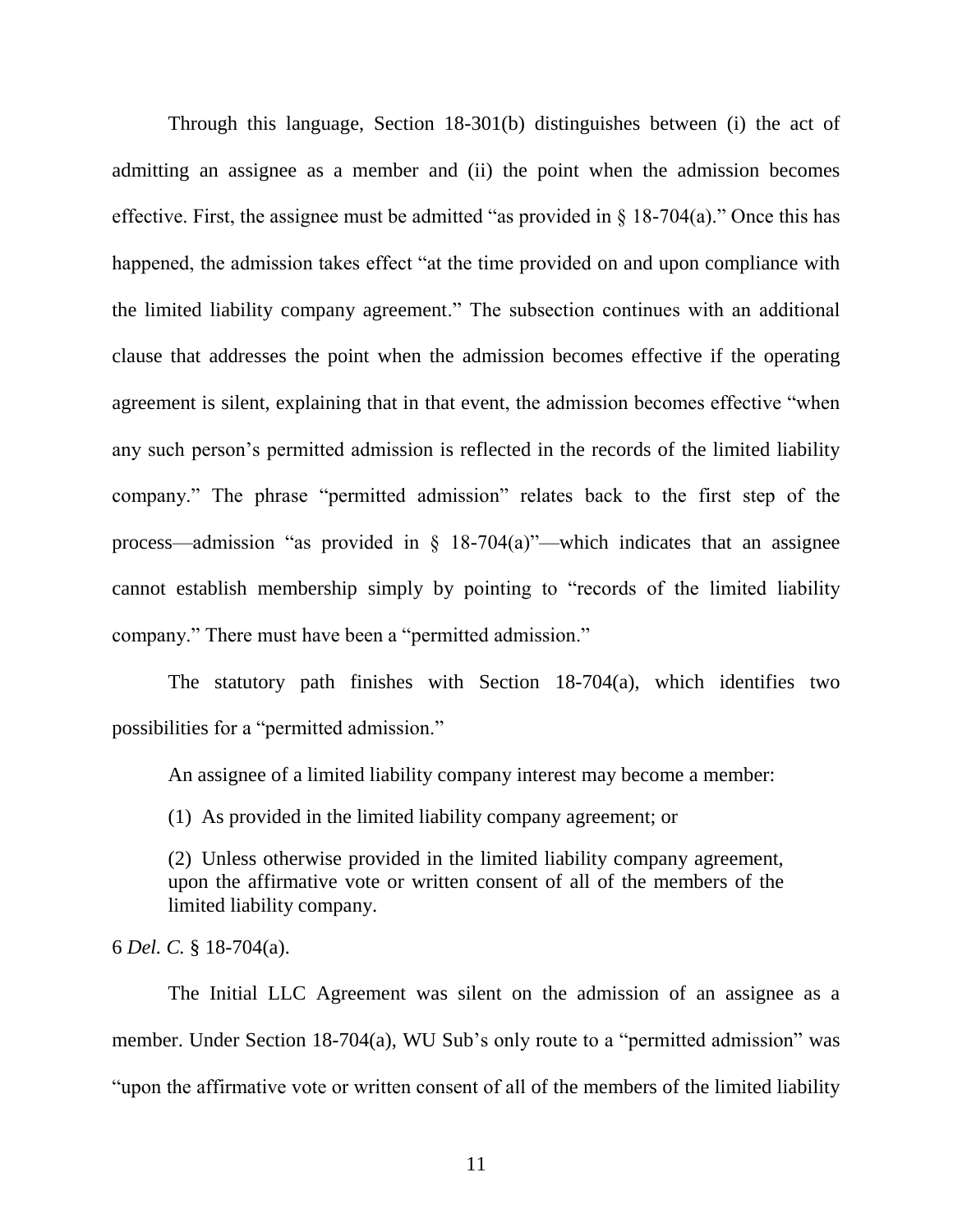Through this language, Section 18-301(b) distinguishes between (i) the act of admitting an assignee as a member and (ii) the point when the admission becomes effective. First, the assignee must be admitted "as provided in § 18-704(a)." Once this has happened, the admission takes effect "at the time provided on and upon compliance with the limited liability company agreement." The subsection continues with an additional clause that addresses the point when the admission becomes effective if the operating agreement is silent, explaining that in that event, the admission becomes effective "when any such person's permitted admission is reflected in the records of the limited liability company." The phrase "permitted admission" relates back to the first step of the process—admission "as provided in § 18-704(a)"—which indicates that an assignee cannot establish membership simply by pointing to "records of the limited liability company." There must have been a "permitted admission."

The statutory path finishes with Section 18-704(a), which identifies two possibilities for a "permitted admission."

> An assignee of a limited liability company interest may become a member:
>
> (1) As provided in the limited liability company agreement; or
>
> (2) Unless otherwise provided in the limited liability company agreement, upon the affirmative vote or written consent of all of the members of the limited liability company.

6 *Del. C.* § 18-704(a).

The Initial LLC Agreement was silent on the admission of an assignee as a member. Under Section 18-704(a), WU Sub's only route to a "permitted admission" was "upon the affirmative vote or written consent of all of the members of the limited liability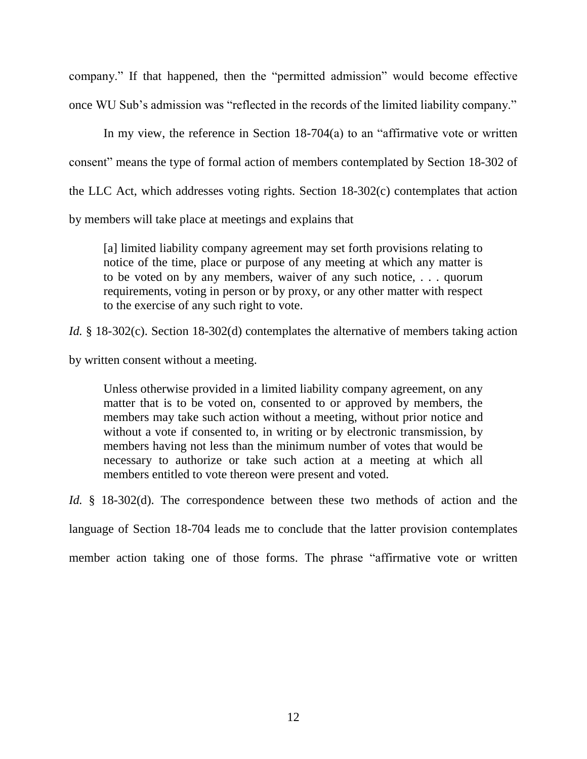company." If that happened, then the "permitted admission" would become effective once WU Sub's admission was "reflected in the records of the limited liability company."

In my view, the reference in Section 18-704(a) to an "affirmative vote or written consent" means the type of formal action of members contemplated by Section 18-302 of the LLC Act, which addresses voting rights. Section 18-302(c) contemplates that action by members will take place at meetings and explains that

> [a] limited liability company agreement may set forth provisions relating to notice of the time, place or purpose of any meeting at which any matter is to be voted on by any members, waiver of any such notice, . . . quorum requirements, voting in person or by proxy, or any other matter with respect to the exercise of any such right to vote.

*Id.* § 18-302(c). Section 18-302(d) contemplates the alternative of members taking action by written consent without a meeting.

> Unless otherwise provided in a limited liability company agreement, on any matter that is to be voted on, consented to or approved by members, the members may take such action without a meeting, without prior notice and without a vote if consented to, in writing or by electronic transmission, by members having not less than the minimum number of votes that would be necessary to authorize or take such action at a meeting at which all members entitled to vote thereon were present and voted.

*Id.* § 18-302(d). The correspondence between these two methods of action and the language of Section 18-704 leads me to conclude that the latter provision contemplates member action taking one of those forms. The phrase "affirmative vote or written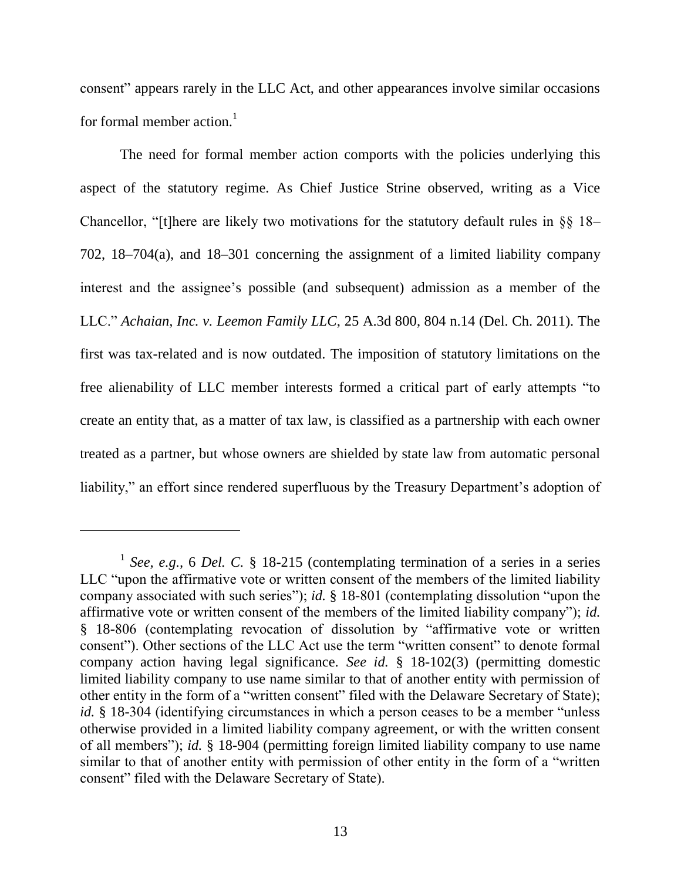consent" appears rarely in the LLC Act, and other appearances involve similar occasions for formal member action.[1]

The need for formal member action comports with the policies underlying this aspect of the statutory regime. As Chief Justice Strine observed, writing as a Vice Chancellor, "[t]here are likely two motivations for the statutory default rules in §§ 18–702, 18–704(a), and 18–301 concerning the assignment of a limited liability company interest and the assignee's possible (and subsequent) admission as a member of the LLC." *Achaian, Inc. v. Leemon Family LLC*, 25 A.3d 800, 804 n.14 (Del. Ch. 2011). The first was tax-related and is now outdated. The imposition of statutory limitations on the free alienability of LLC member interests formed a critical part of early attempts "to create an entity that, as a matter of tax law, is classified as a partnership with each owner treated as a partner, but whose owners are shielded by state law from automatic personal liability," an effort since rendered superfluous by the Treasury Department's adoption of

---

[1] *See, e.g.*, 6 *Del. C.* § 18-215 (contemplating termination of a series in a series LLC "upon the affirmative vote or written consent of the members of the limited liability company associated with such series"); *id.* § 18-801 (contemplating dissolution "upon the affirmative vote or written consent of the members of the limited liability company"); *id.* § 18-806 (contemplating revocation of dissolution by "affirmative vote or written consent"). Other sections of the LLC Act use the term "written consent" to denote formal company action having legal significance. *See id.* § 18-102(3) (permitting domestic limited liability company to use name similar to that of another entity with permission of other entity in the form of a "written consent" filed with the Delaware Secretary of State); *id.* § 18-304 (identifying circumstances in which a person ceases to be a member "unless otherwise provided in a limited liability company agreement, or with the written consent of all members"); *id.* § 18-904 (permitting foreign limited liability company to use name similar to that of another entity with permission of other entity in the form of a "written consent" filed with the Delaware Secretary of State).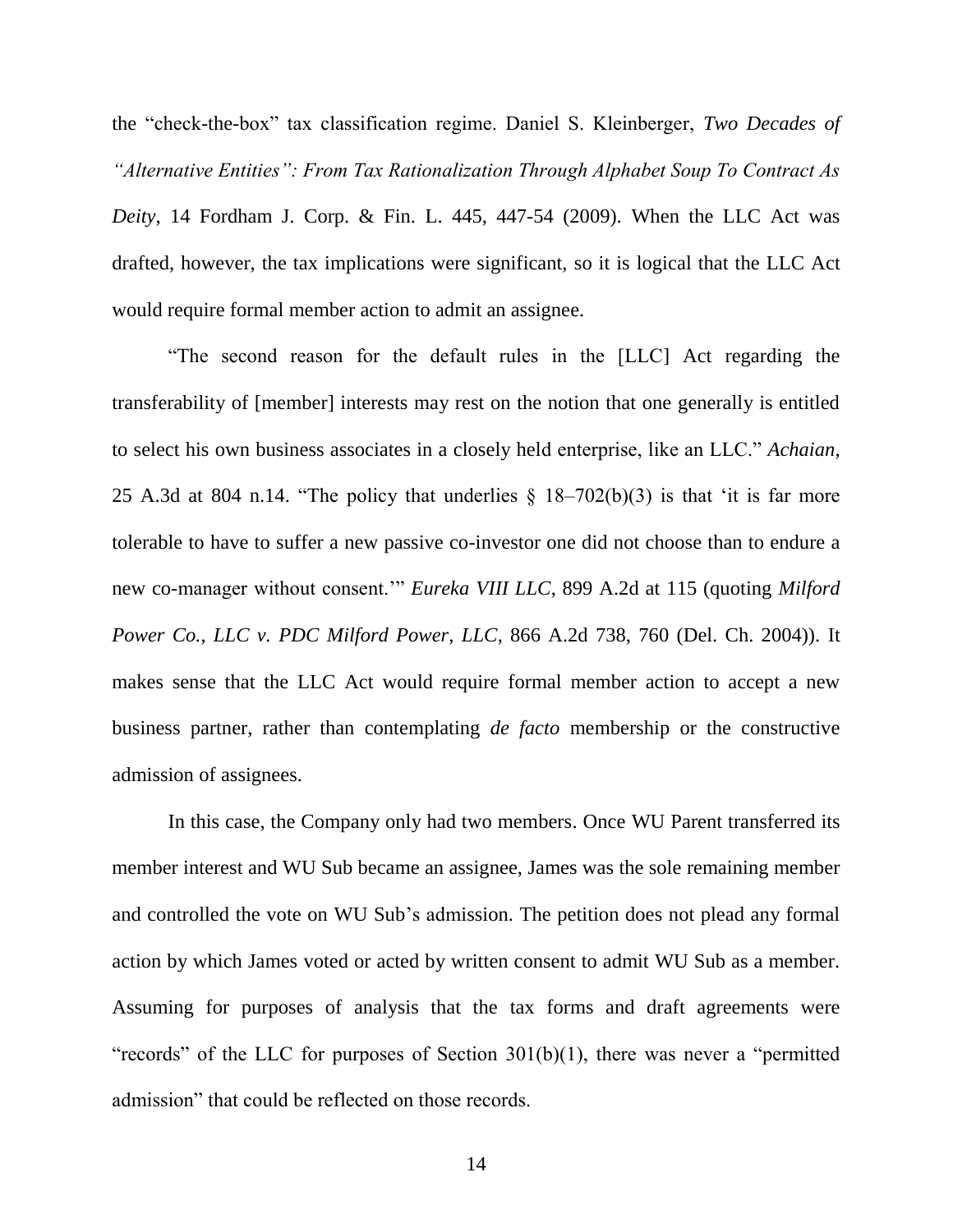the "check-the-box" tax classification regime. Daniel S. Kleinberger, *Two Decades of "Alternative Entities": From Tax Rationalization Through Alphabet Soup To Contract As Deity*, 14 Fordham J. Corp. & Fin. L. 445, 447-54 (2009). When the LLC Act was drafted, however, the tax implications were significant, so it is logical that the LLC Act would require formal member action to admit an assignee.

"The second reason for the default rules in the [LLC] Act regarding the transferability of [member] interests may rest on the notion that one generally is entitled to select his own business associates in a closely held enterprise, like an LLC." *Achaian,* 25 A.3d at 804 n.14. "The policy that underlies § 18–702(b)(3) is that 'it is far more tolerable to have to suffer a new passive co-investor one did not choose than to endure a new co-manager without consent.'" *Eureka VIII LLC*, 899 A.2d at 115 (quoting *Milford Power Co., LLC v. PDC Milford Power, LLC*, 866 A.2d 738, 760 (Del. Ch. 2004)). It makes sense that the LLC Act would require formal member action to accept a new business partner, rather than contemplating *de facto* membership or the constructive admission of assignees.

In this case, the Company only had two members. Once WU Parent transferred its member interest and WU Sub became an assignee, James was the sole remaining member and controlled the vote on WU Sub's admission. The petition does not plead any formal action by which James voted or acted by written consent to admit WU Sub as a member. Assuming for purposes of analysis that the tax forms and draft agreements were "records" of the LLC for purposes of Section 301(b)(1), there was never a "permitted admission" that could be reflected on those records.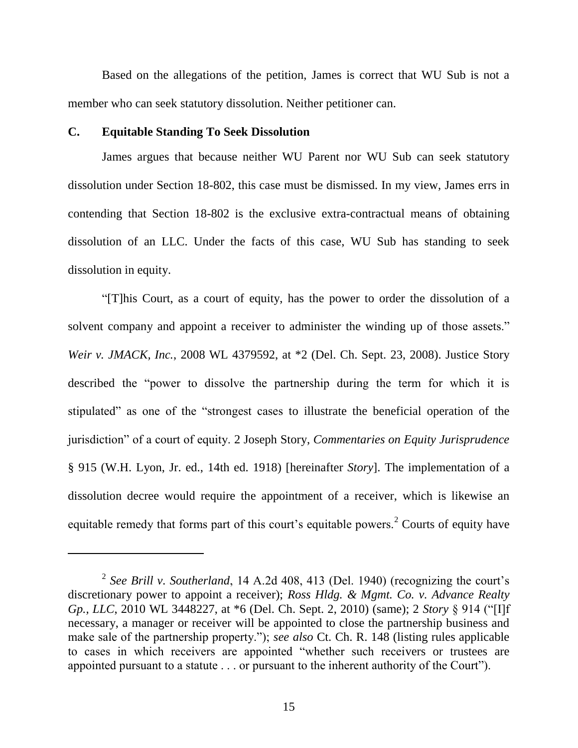Based on the allegations of the petition, James is correct that WU Sub is not a member who can seek statutory dissolution. Neither petitioner can.

### C. Equitable Standing To Seek Dissolution

James argues that because neither WU Parent nor WU Sub can seek statutory dissolution under Section 18-802, this case must be dismissed. In my view, James errs in contending that Section 18-802 is the exclusive extra-contractual means of obtaining dissolution of an LLC. Under the facts of this case, WU Sub has standing to seek dissolution in equity.

"[T]his Court, as a court of equity, has the power to order the dissolution of a solvent company and appoint a receiver to administer the winding up of those assets." *Weir v. JMACK, Inc.*, 2008 WL 4379592, at *2 (Del. Ch. Sept. 23, 2008). Justice Story described the "power to dissolve the partnership during the term for which it is stipulated" as one of the "strongest cases to illustrate the beneficial operation of the jurisdiction" of a court of equity. 2 Joseph Story, *Commentaries on Equity Jurisprudence* § 915 (W.H. Lyon, Jr. ed., 14th ed. 1918) [hereinafter *Story*]. The implementation of a dissolution decree would require the appointment of a receiver, which is likewise an equitable remedy that forms part of this court's equitable powers.[2] Courts of equity have

---

[2] *See Brill v. Southerland*, 14 A.2d 408, 413 (Del. 1940) (recognizing the court's discretionary power to appoint a receiver); *Ross Hldg. & Mgmt. Co. v. Advance Realty Gp., LLC*, 2010 WL 3448227, at *6 (Del. Ch. Sept. 2, 2010) (same); 2 *Story* § 914 ("[I]f necessary, a manager or receiver will be appointed to close the partnership business and make sale of the partnership property."); *see also* Ct. Ch. R. 148 (listing rules applicable to cases in which receivers are appointed "whether such receivers or trustees are appointed pursuant to a statute . . . or pursuant to the inherent authority of the Court").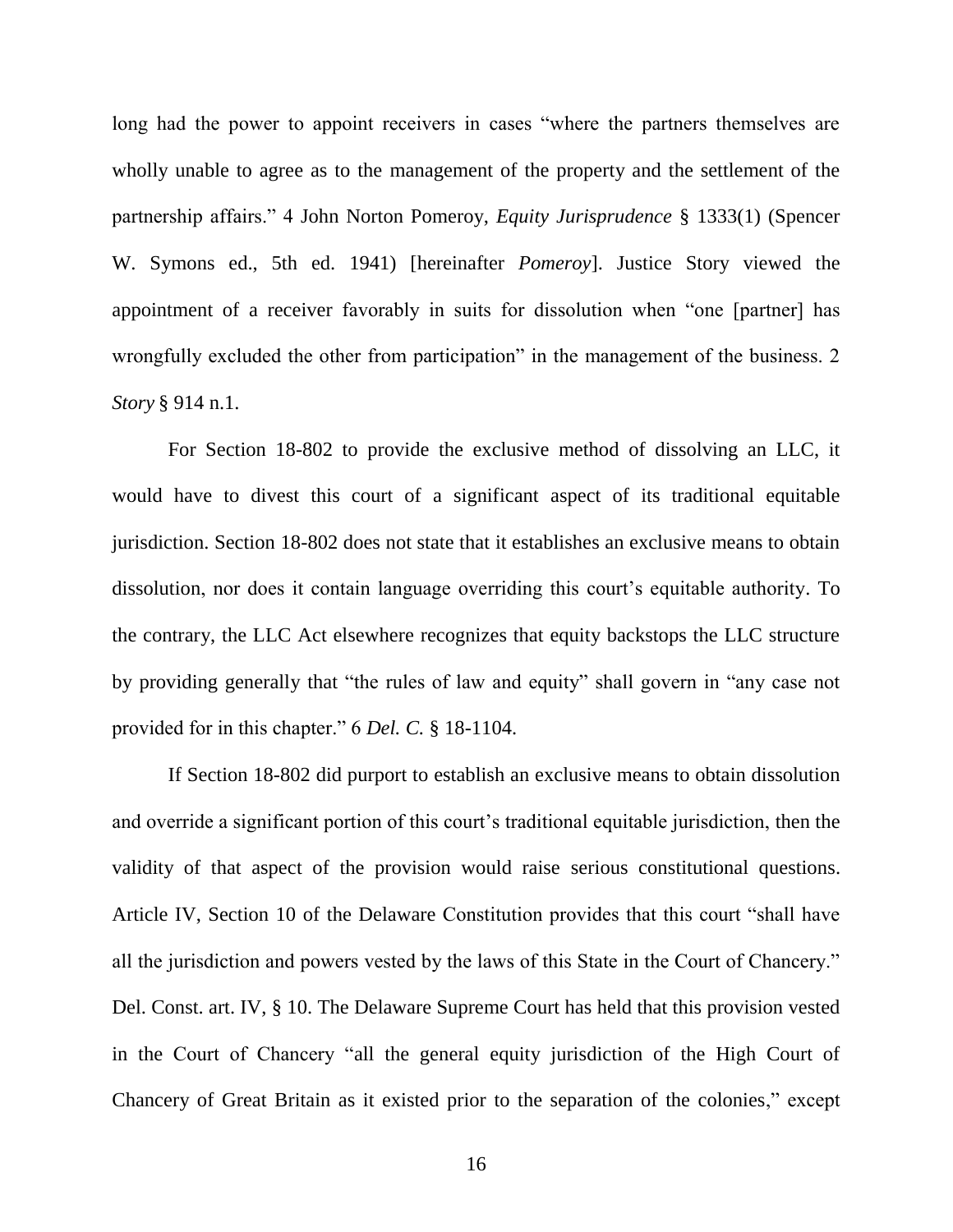long had the power to appoint receivers in cases "where the partners themselves are wholly unable to agree as to the management of the property and the settlement of the partnership affairs." 4 John Norton Pomeroy, *Equity Jurisprudence* § 1333(1) (Spencer W. Symons ed., 5th ed. 1941) [hereinafter *Pomeroy*]. Justice Story viewed the appointment of a receiver favorably in suits for dissolution when "one [partner] has wrongfully excluded the other from participation" in the management of the business. 2 *Story* § 914 n.1.

For Section 18-802 to provide the exclusive method of dissolving an LLC, it would have to divest this court of a significant aspect of its traditional equitable jurisdiction. Section 18-802 does not state that it establishes an exclusive means to obtain dissolution, nor does it contain language overriding this court's equitable authority. To the contrary, the LLC Act elsewhere recognizes that equity backstops the LLC structure by providing generally that "the rules of law and equity" shall govern in "any case not provided for in this chapter." 6 *Del. C.* § 18-1104.

If Section 18-802 did purport to establish an exclusive means to obtain dissolution and override a significant portion of this court's traditional equitable jurisdiction, then the validity of that aspect of the provision would raise serious constitutional questions. Article IV, Section 10 of the Delaware Constitution provides that this court "shall have all the jurisdiction and powers vested by the laws of this State in the Court of Chancery." Del. Const. art. IV, § 10. The Delaware Supreme Court has held that this provision vested in the Court of Chancery "all the general equity jurisdiction of the High Court of Chancery of Great Britain as it existed prior to the separation of the colonies," except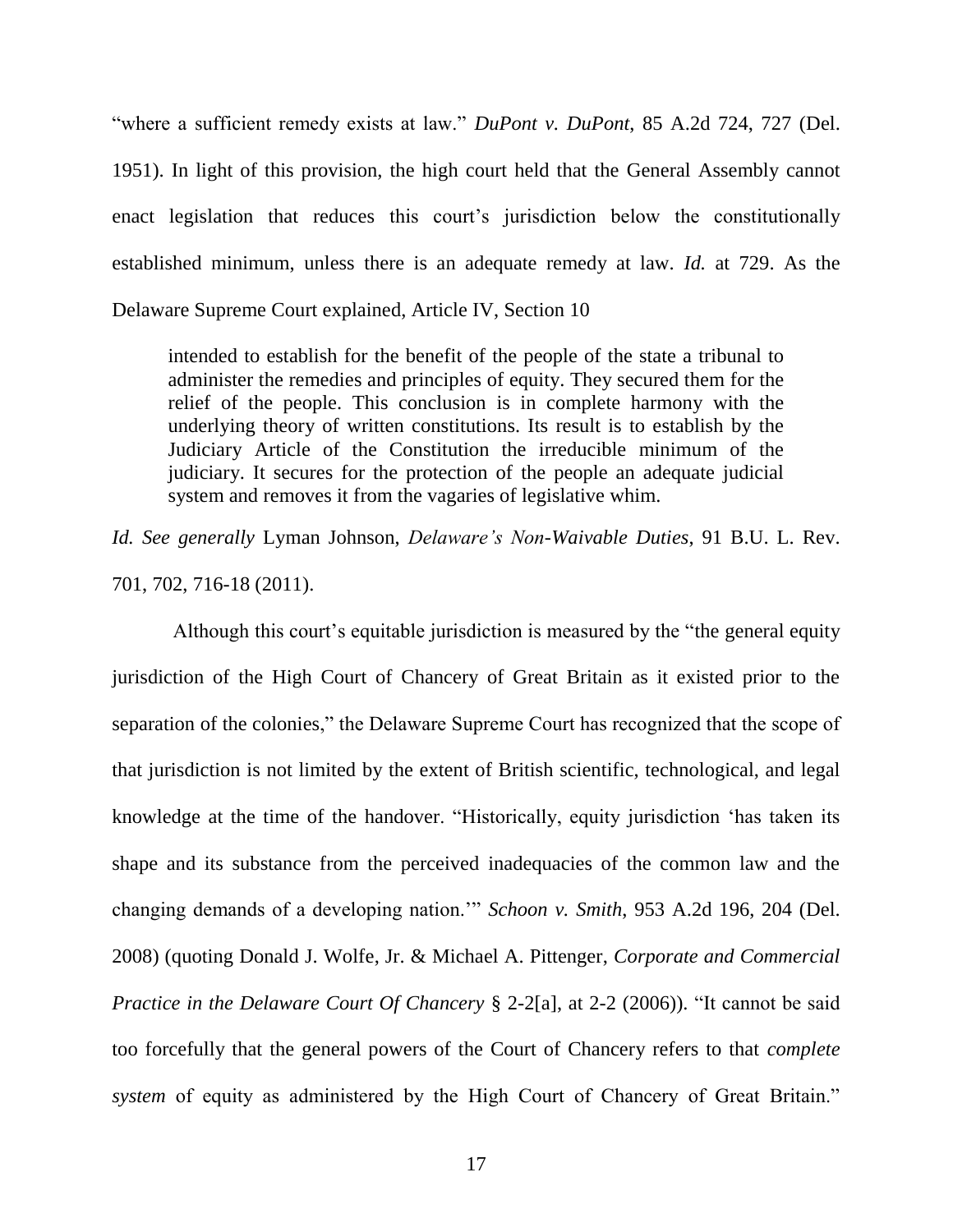"where a sufficient remedy exists at law." *DuPont v. DuPont*, 85 A.2d 724, 727 (Del. 1951). In light of this provision, the high court held that the General Assembly cannot enact legislation that reduces this court's jurisdiction below the constitutionally established minimum, unless there is an adequate remedy at law. *Id.* at 729. As the Delaware Supreme Court explained, Article IV, Section 10

> intended to establish for the benefit of the people of the state a tribunal to administer the remedies and principles of equity. They secured them for the relief of the people. This conclusion is in complete harmony with the underlying theory of written constitutions. Its result is to establish by the Judiciary Article of the Constitution the irreducible minimum of the judiciary. It secures for the protection of the people an adequate judicial system and removes it from the vagaries of legislative whim.

*Id. See generally* Lyman Johnson, *Delaware's Non-Waivable Duties*, 91 B.U. L. Rev. 701, 702, 716-18 (2011).

Although this court's equitable jurisdiction is measured by the "the general equity jurisdiction of the High Court of Chancery of Great Britain as it existed prior to the separation of the colonies," the Delaware Supreme Court has recognized that the scope of that jurisdiction is not limited by the extent of British scientific, technological, and legal knowledge at the time of the handover. "Historically, equity jurisdiction 'has taken its shape and its substance from the perceived inadequacies of the common law and the changing demands of a developing nation.'" *Schoon v. Smith*, 953 A.2d 196, 204 (Del. 2008) (quoting Donald J. Wolfe, Jr. & Michael A. Pittenger, *Corporate and Commercial Practice in the Delaware Court Of Chancery* § 2-2[a], at 2-2 (2006)). "It cannot be said too forcefully that the general powers of the Court of Chancery refers to that *complete system* of equity as administered by the High Court of Chancery of Great Britain."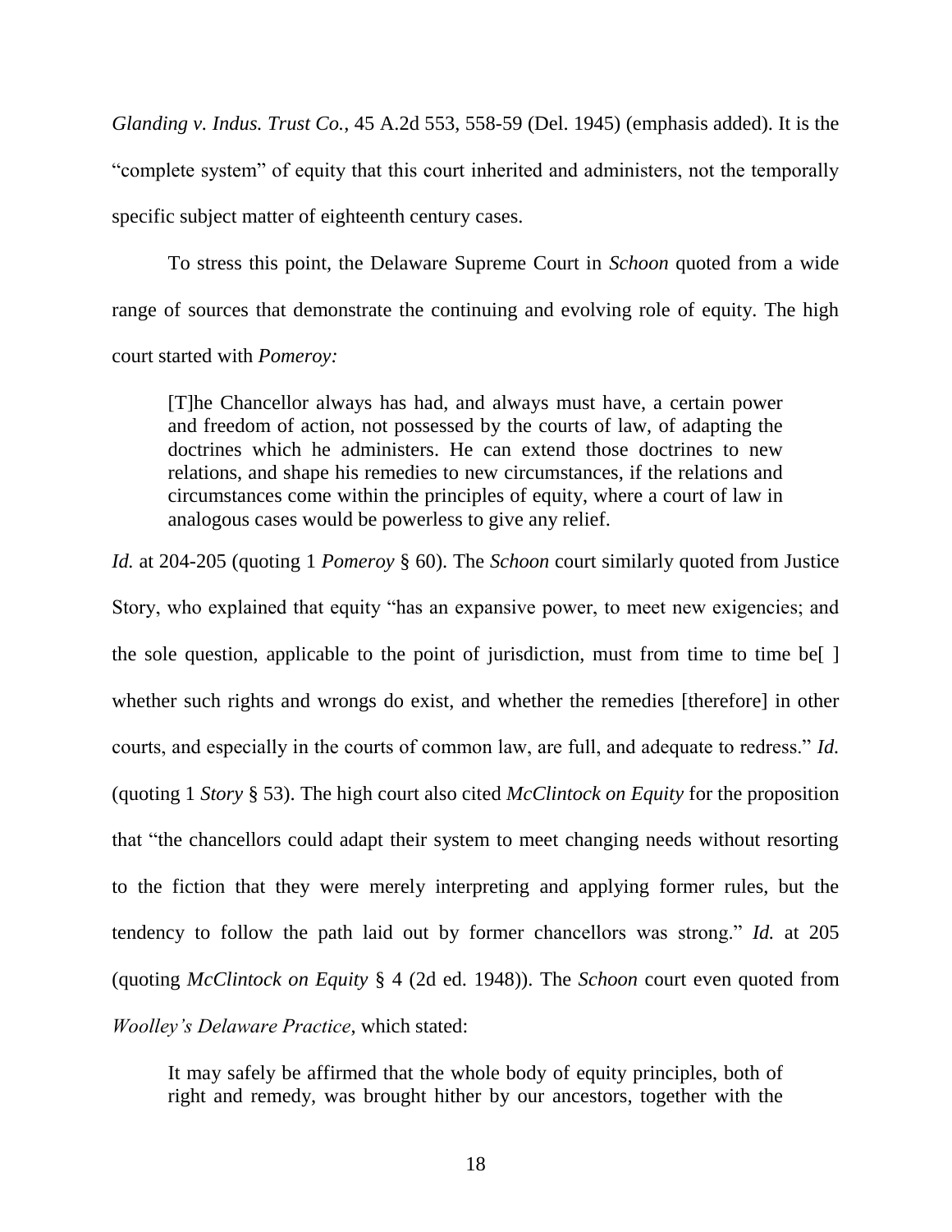*Glanding v. Indus. Trust Co.*, 45 A.2d 553, 558-59 (Del. 1945) (emphasis added). It is the "complete system" of equity that this court inherited and administers, not the temporally specific subject matter of eighteenth century cases.

To stress this point, the Delaware Supreme Court in *Schoon* quoted from a wide range of sources that demonstrate the continuing and evolving role of equity. The high court started with *Pomeroy:*

> [T]he Chancellor always has had, and always must have, a certain power and freedom of action, not possessed by the courts of law, of adapting the doctrines which he administers. He can extend those doctrines to new relations, and shape his remedies to new circumstances, if the relations and circumstances come within the principles of equity, where a court of law in analogous cases would be powerless to give any relief.

*Id.* at 204-205 (quoting 1 *Pomeroy* § 60). The *Schoon* court similarly quoted from Justice Story, who explained that equity "has an expansive power, to meet new exigencies; and the sole question, applicable to the point of jurisdiction, must from time to time be[ ] whether such rights and wrongs do exist, and whether the remedies [therefore] in other courts, and especially in the courts of common law, are full, and adequate to redress." *Id.* (quoting 1 *Story* § 53). The high court also cited *McClintock on Equity* for the proposition that "the chancellors could adapt their system to meet changing needs without resorting to the fiction that they were merely interpreting and applying former rules, but the tendency to follow the path laid out by former chancellors was strong." *Id.* at 205 (quoting *McClintock on Equity* § 4 (2d ed. 1948)). The *Schoon* court even quoted from *Woolley's Delaware Practice*, which stated:

> It may safely be affirmed that the whole body of equity principles, both of right and remedy, was brought hither by our ancestors, together with the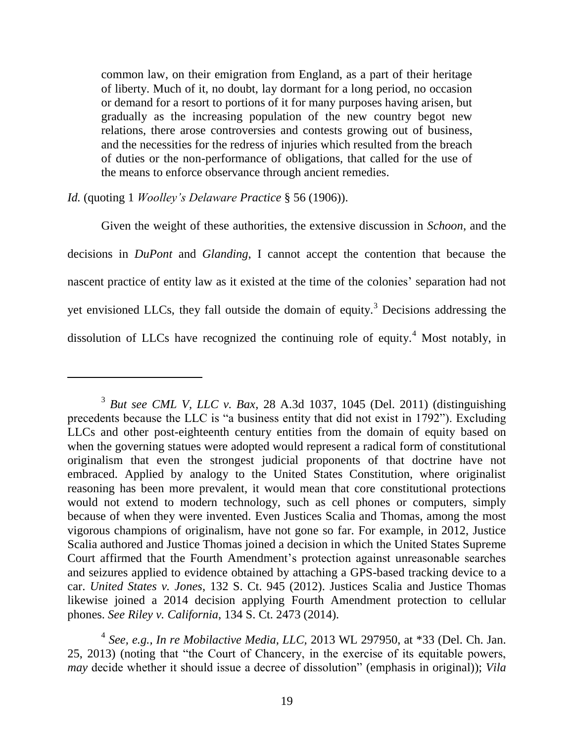> common law, on their emigration from England, as a part of their heritage of liberty. Much of it, no doubt, lay dormant for a long period, no occasion or demand for a resort to portions of it for many purposes having arisen, but gradually as the increasing population of the new country begot new relations, there arose controversies and contests growing out of business, and the necessities for the redress of injuries which resulted from the breach of duties or the non-performance of obligations, that called for the use of the means to enforce observance through ancient remedies.

*Id.* (quoting 1 *Woolley's Delaware Practice* § 56 (1906)).

Given the weight of these authorities, the extensive discussion in *Schoon*, and the decisions in *DuPont* and *Glanding*, I cannot accept the contention that because the nascent practice of entity law as it existed at the time of the colonies' separation had not yet envisioned LLCs, they fall outside the domain of equity.[3] Decisions addressing the dissolution of LLCs have recognized the continuing role of equity.[4] Most notably, in

---

[3] *But see CML V, LLC v. Bax*, 28 A.3d 1037, 1045 (Del. 2011) (distinguishing precedents because the LLC is "a business entity that did not exist in 1792"). Excluding LLCs and other post-eighteenth century entities from the domain of equity based on when the governing statues were adopted would represent a radical form of constitutional originalism that even the strongest judicial proponents of that doctrine have not embraced. Applied by analogy to the United States Constitution, where originalist reasoning has been more prevalent, it would mean that core constitutional protections would not extend to modern technology, such as cell phones or computers, simply because of when they were invented. Even Justices Scalia and Thomas, among the most vigorous champions of originalism, have not gone so far. For example, in 2012, Justice Scalia authored and Justice Thomas joined a decision in which the United States Supreme Court affirmed that the Fourth Amendment's protection against unreasonable searches and seizures applied to evidence obtained by attaching a GPS-based tracking device to a car. *United States v. Jones*, 132 S. Ct. 945 (2012). Justices Scalia and Justice Thomas likewise joined a 2014 decision applying Fourth Amendment protection to cellular phones. *See Riley v. California*, 134 S. Ct. 2473 (2014).

[4] *See, e.g., In re Mobilactive Media, LLC*, 2013 WL 297950, at *33 (Del. Ch. Jan. 25, 2013) (noting that "the Court of Chancery, in the exercise of its equitable powers, *may* decide whether it should issue a decree of dissolution" (emphasis in original)); *Vila*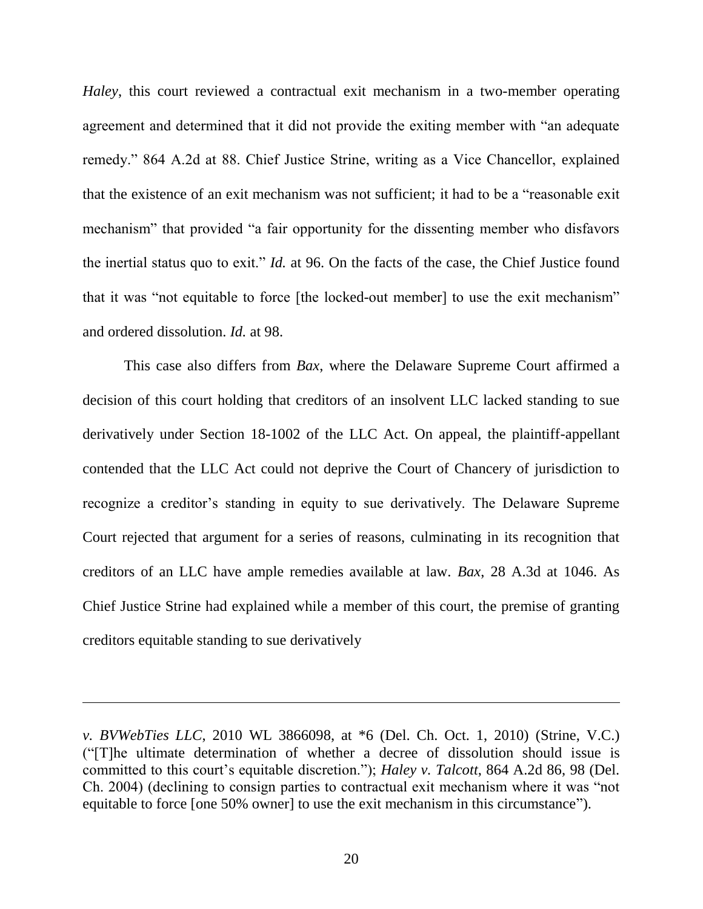*Haley*, this court reviewed a contractual exit mechanism in a two-member operating agreement and determined that it did not provide the exiting member with "an adequate remedy." 864 A.2d at 88. Chief Justice Strine, writing as a Vice Chancellor, explained that the existence of an exit mechanism was not sufficient; it had to be a "reasonable exit mechanism" that provided "a fair opportunity for the dissenting member who disfavors the inertial status quo to exit." *Id.* at 96. On the facts of the case, the Chief Justice found that it was "not equitable to force [the locked-out member] to use the exit mechanism" and ordered dissolution. *Id.* at 98.

This case also differs from *Bax*, where the Delaware Supreme Court affirmed a decision of this court holding that creditors of an insolvent LLC lacked standing to sue derivatively under Section 18-1002 of the LLC Act. On appeal, the plaintiff-appellant contended that the LLC Act could not deprive the Court of Chancery of jurisdiction to recognize a creditor's standing in equity to sue derivatively. The Delaware Supreme Court rejected that argument for a series of reasons, culminating in its recognition that creditors of an LLC have ample remedies available at law. *Bax*, 28 A.3d at 1046. As Chief Justice Strine had explained while a member of this court, the premise of granting creditors equitable standing to sue derivatively

---

*v. BVWebTies LLC*, 2010 WL 3866098, at *6 (Del. Ch. Oct. 1, 2010) (Strine, V.C.) ("[T]he ultimate determination of whether a decree of dissolution should issue is committed to this court's equitable discretion."); *Haley v. Talcott*, 864 A.2d 86, 98 (Del. Ch. 2004) (declining to consign parties to contractual exit mechanism where it was "not equitable to force [one 50% owner] to use the exit mechanism in this circumstance").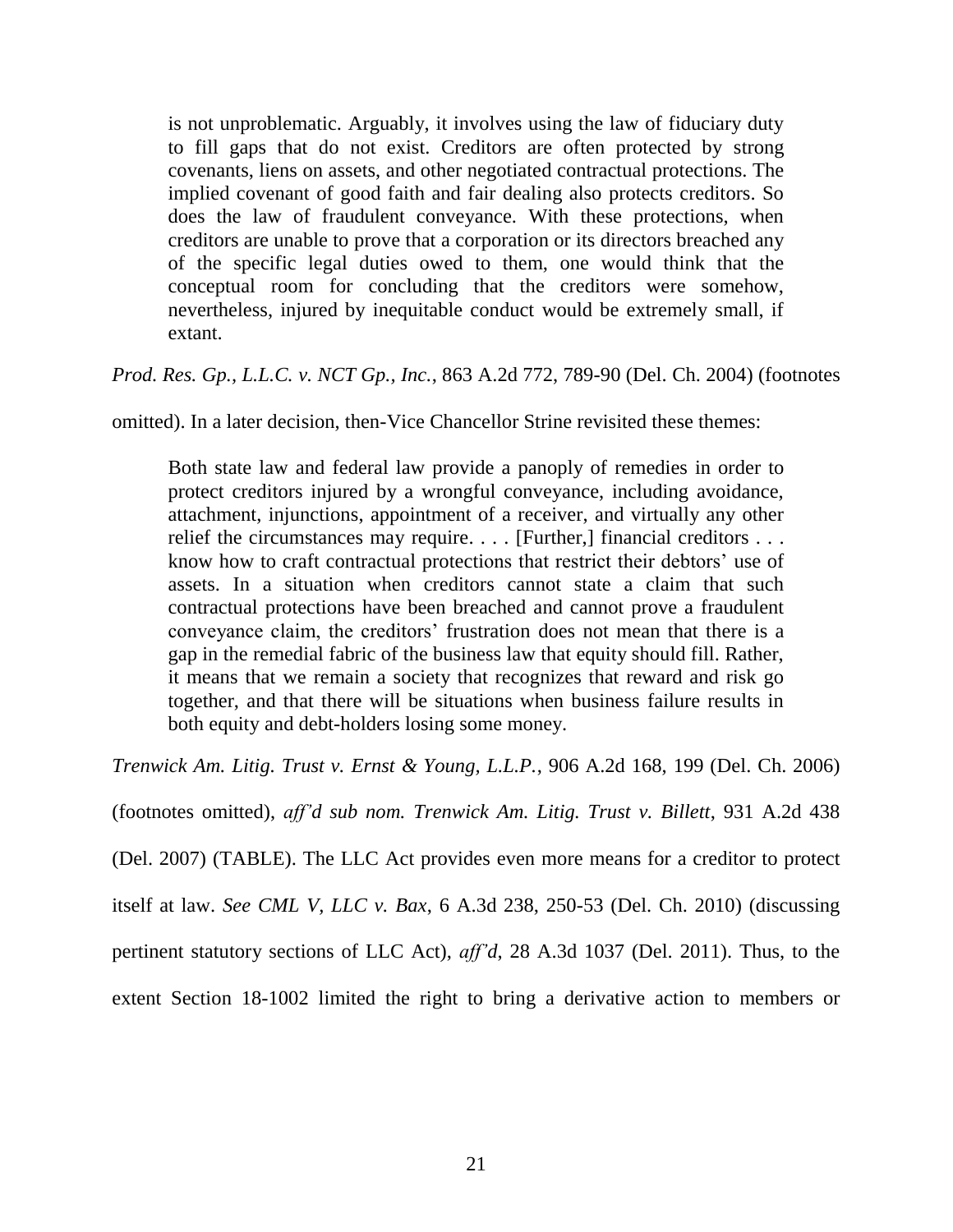> is not unproblematic. Arguably, it involves using the law of fiduciary duty to fill gaps that do not exist. Creditors are often protected by strong covenants, liens on assets, and other negotiated contractual protections. The implied covenant of good faith and fair dealing also protects creditors. So does the law of fraudulent conveyance. With these protections, when creditors are unable to prove that a corporation or its directors breached any of the specific legal duties owed to them, one would think that the conceptual room for concluding that the creditors were somehow, nevertheless, injured by inequitable conduct would be extremely small, if extant.

*Prod. Res. Gp., L.L.C. v. NCT Gp., Inc.*, 863 A.2d 772, 789-90 (Del. Ch. 2004) (footnotes omitted). In a later decision, then-Vice Chancellor Strine revisited these themes:

> Both state law and federal law provide a panoply of remedies in order to protect creditors injured by a wrongful conveyance, including avoidance, attachment, injunctions, appointment of a receiver, and virtually any other relief the circumstances may require. . . . [Further,] financial creditors . . . know how to craft contractual protections that restrict their debtors' use of assets. In a situation when creditors cannot state a claim that such contractual protections have been breached and cannot prove a fraudulent conveyance claim, the creditors' frustration does not mean that there is a gap in the remedial fabric of the business law that equity should fill. Rather, it means that we remain a society that recognizes that reward and risk go together, and that there will be situations when business failure results in both equity and debt-holders losing some money.

*Trenwick Am. Litig. Trust v. Ernst & Young, L.L.P.*, 906 A.2d 168, 199 (Del. Ch. 2006) (footnotes omitted), *aff'd sub nom. Trenwick Am. Litig. Trust v. Billett*, 931 A.2d 438 (Del. 2007) (TABLE). The LLC Act provides even more means for a creditor to protect itself at law. *See CML V, LLC v. Bax*, 6 A.3d 238, 250-53 (Del. Ch. 2010) (discussing pertinent statutory sections of LLC Act), *aff'd*, 28 A.3d 1037 (Del. 2011). Thus, to the extent Section 18-1002 limited the right to bring a derivative action to members or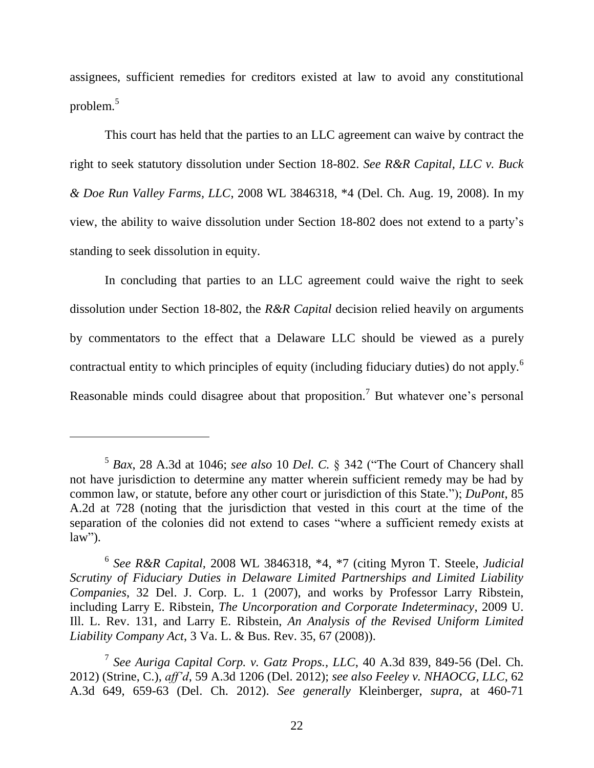assignees, sufficient remedies for creditors existed at law to avoid any constitutional problem.[5]

This court has held that the parties to an LLC agreement can waive by contract the right to seek statutory dissolution under Section 18-802. *See R&R Capital, LLC v. Buck & Doe Run Valley Farms, LLC*, 2008 WL 3846318, *4 (Del. Ch. Aug. 19, 2008). In my view, the ability to waive dissolution under Section 18-802 does not extend to a party's standing to seek dissolution in equity.

In concluding that parties to an LLC agreement could waive the right to seek dissolution under Section 18-802, the *R&R Capital* decision relied heavily on arguments by commentators to the effect that a Delaware LLC should be viewed as a purely contractual entity to which principles of equity (including fiduciary duties) do not apply.[6] Reasonable minds could disagree about that proposition.[7] But whatever one's personal

---

[5] *Bax*, 28 A.3d at 1046; *see also* 10 *Del. C.* § 342 ("The Court of Chancery shall not have jurisdiction to determine any matter wherein sufficient remedy may be had by common law, or statute, before any other court or jurisdiction of this State."); *DuPont*, 85 A.2d at 728 (noting that the jurisdiction that vested in this court at the time of the separation of the colonies did not extend to cases "where a sufficient remedy exists at law").

[6] *See R&R Capital*, 2008 WL 3846318, *4, *7 (citing Myron T. Steele, *Judicial Scrutiny of Fiduciary Duties in Delaware Limited Partnerships and Limited Liability Companies*, 32 Del. J. Corp. L. 1 (2007), and works by Professor Larry Ribstein, including Larry E. Ribstein, *The Uncorporation and Corporate Indeterminacy*, 2009 U. Ill. L. Rev. 131, and Larry E. Ribstein, *An Analysis of the Revised Uniform Limited Liability Company Act*, 3 Va. L. & Bus. Rev. 35, 67 (2008)).

[7] *See Auriga Capital Corp. v. Gatz Props., LLC*, 40 A.3d 839, 849-56 (Del. Ch. 2012) (Strine, C.), *aff'd*, 59 A.3d 1206 (Del. 2012); *see also Feeley v. NHAOCG, LLC*, 62 A.3d 649, 659-63 (Del. Ch. 2012). *See generally* Kleinberger, *supra*, at 460-71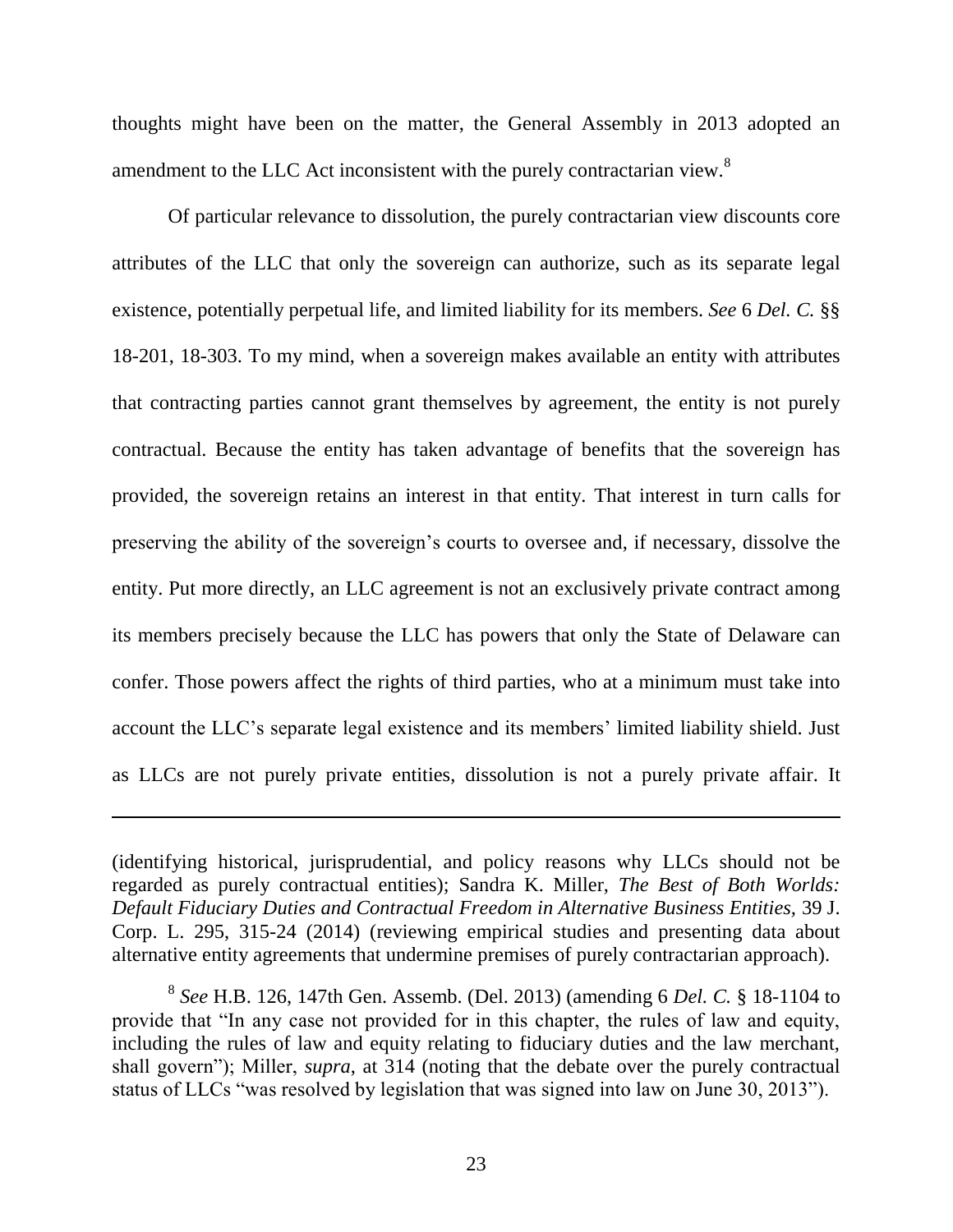thoughts might have been on the matter, the General Assembly in 2013 adopted an amendment to the LLC Act inconsistent with the purely contractarian view.[8]

Of particular relevance to dissolution, the purely contractarian view discounts core attributes of the LLC that only the sovereign can authorize, such as its separate legal existence, potentially perpetual life, and limited liability for its members. *See* 6 *Del. C.* §§ 18-201, 18-303. To my mind, when a sovereign makes available an entity with attributes that contracting parties cannot grant themselves by agreement, the entity is not purely contractual. Because the entity has taken advantage of benefits that the sovereign has provided, the sovereign retains an interest in that entity. That interest in turn calls for preserving the ability of the sovereign's courts to oversee and, if necessary, dissolve the entity. Put more directly, an LLC agreement is not an exclusively private contract among its members precisely because the LLC has powers that only the State of Delaware can confer. Those powers affect the rights of third parties, who at a minimum must take into account the LLC's separate legal existence and its members' limited liability shield. Just as LLCs are not purely private entities, dissolution is not a purely private affair. It

---

(identifying historical, jurisprudential, and policy reasons why LLCs should not be regarded as purely contractual entities); Sandra K. Miller, *The Best of Both Worlds: Default Fiduciary Duties and Contractual Freedom in Alternative Business Entities*, 39 J. Corp. L. 295, 315-24 (2014) (reviewing empirical studies and presenting data about alternative entity agreements that undermine premises of purely contractarian approach).

[8] *See* H.B. 126, 147th Gen. Assemb. (Del. 2013) (amending 6 *Del. C.* § 18-1104 to provide that "In any case not provided for in this chapter, the rules of law and equity, including the rules of law and equity relating to fiduciary duties and the law merchant, shall govern"); Miller, *supra*, at 314 (noting that the debate over the purely contractual status of LLCs "was resolved by legislation that was signed into law on June 30, 2013").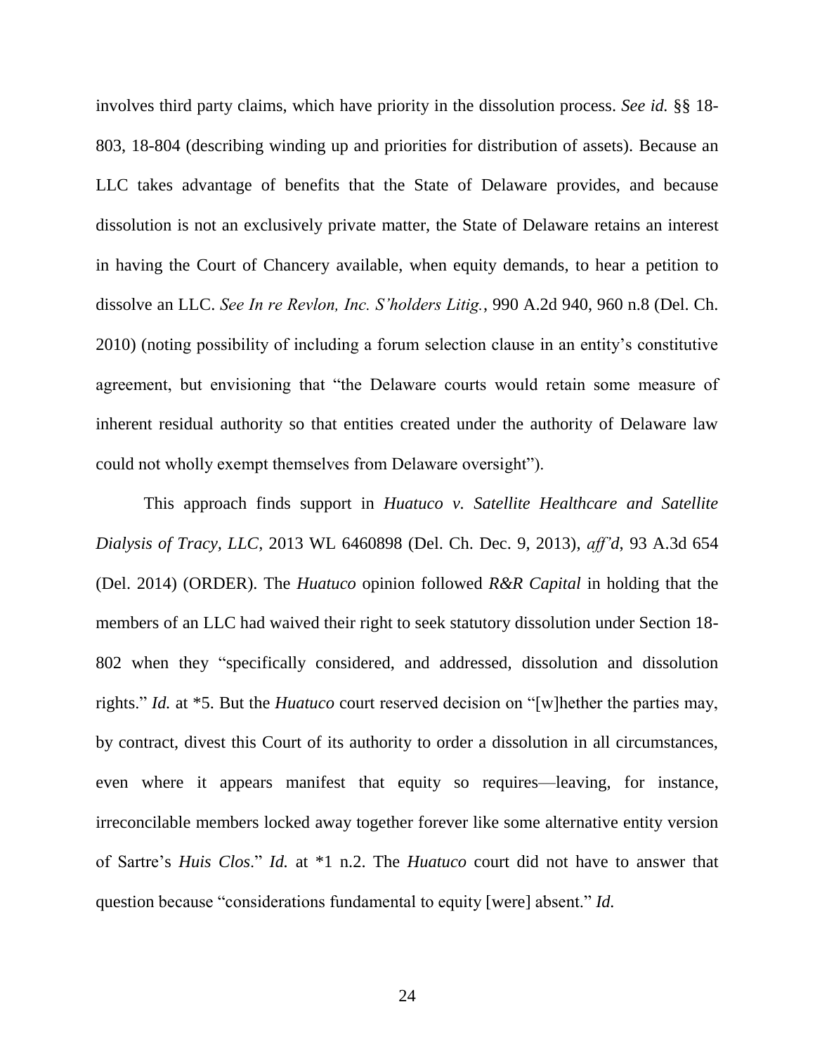involves third party claims, which have priority in the dissolution process. *See id.* §§ 18-803, 18-804 (describing winding up and priorities for distribution of assets). Because an LLC takes advantage of benefits that the State of Delaware provides, and because dissolution is not an exclusively private matter, the State of Delaware retains an interest in having the Court of Chancery available, when equity demands, to hear a petition to dissolve an LLC. *See In re Revlon, Inc. S'holders Litig.*, 990 A.2d 940, 960 n.8 (Del. Ch. 2010) (noting possibility of including a forum selection clause in an entity's constitutive agreement, but envisioning that "the Delaware courts would retain some measure of inherent residual authority so that entities created under the authority of Delaware law could not wholly exempt themselves from Delaware oversight").

This approach finds support in *Huatuco v. Satellite Healthcare and Satellite Dialysis of Tracy, LLC*, 2013 WL 6460898 (Del. Ch. Dec. 9, 2013), *aff'd*, 93 A.3d 654 (Del. 2014) (ORDER). The *Huatuco* opinion followed *R&R Capital* in holding that the members of an LLC had waived their right to seek statutory dissolution under Section 18-802 when they "specifically considered, and addressed, dissolution and dissolution rights." *Id.* at *5. But the *Huatuco* court reserved decision on "[w]hether the parties may, by contract, divest this Court of its authority to order a dissolution in all circumstances, even where it appears manifest that equity so requires—leaving, for instance, irreconcilable members locked away together forever like some alternative entity version of Sartre's *Huis Clos*." *Id.* at *1 n.2. The *Huatuco* court did not have to answer that question because "considerations fundamental to equity [were] absent." *Id.*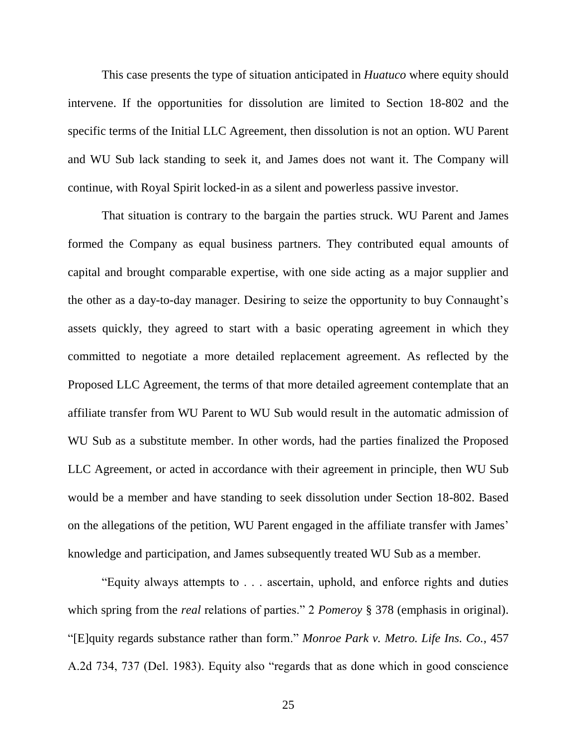This case presents the type of situation anticipated in *Huatuco* where equity should intervene. If the opportunities for dissolution are limited to Section 18-802 and the specific terms of the Initial LLC Agreement, then dissolution is not an option. WU Parent and WU Sub lack standing to seek it, and James does not want it. The Company will continue, with Royal Spirit locked-in as a silent and powerless passive investor.

That situation is contrary to the bargain the parties struck. WU Parent and James formed the Company as equal business partners. They contributed equal amounts of capital and brought comparable expertise, with one side acting as a major supplier and the other as a day-to-day manager. Desiring to seize the opportunity to buy Connaught's assets quickly, they agreed to start with a basic operating agreement in which they committed to negotiate a more detailed replacement agreement. As reflected by the Proposed LLC Agreement, the terms of that more detailed agreement contemplate that an affiliate transfer from WU Parent to WU Sub would result in the automatic admission of WU Sub as a substitute member. In other words, had the parties finalized the Proposed LLC Agreement, or acted in accordance with their agreement in principle, then WU Sub would be a member and have standing to seek dissolution under Section 18-802. Based on the allegations of the petition, WU Parent engaged in the affiliate transfer with James' knowledge and participation, and James subsequently treated WU Sub as a member.

"Equity always attempts to . . . ascertain, uphold, and enforce rights and duties which spring from the *real* relations of parties." 2 *Pomeroy* § 378 (emphasis in original). "[E]quity regards substance rather than form." *Monroe Park v. Metro. Life Ins. Co.*, 457 A.2d 734, 737 (Del. 1983). Equity also "regards that as done which in good conscience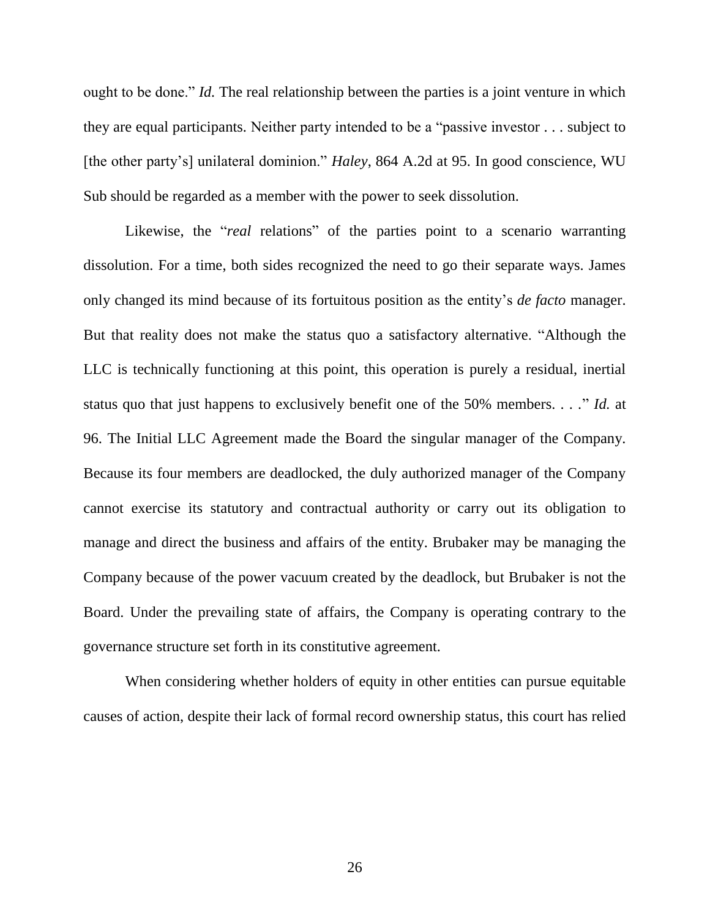ought to be done." *Id.* The real relationship between the parties is a joint venture in which they are equal participants. Neither party intended to be a "passive investor . . . subject to [the other party's] unilateral dominion." *Haley*, 864 A.2d at 95. In good conscience, WU Sub should be regarded as a member with the power to seek dissolution.

Likewise, the "*real* relations" of the parties point to a scenario warranting dissolution. For a time, both sides recognized the need to go their separate ways. James only changed its mind because of its fortuitous position as the entity's *de facto* manager. But that reality does not make the status quo a satisfactory alternative. "Although the LLC is technically functioning at this point, this operation is purely a residual, inertial status quo that just happens to exclusively benefit one of the 50% members. . . ." *Id.* at 96. The Initial LLC Agreement made the Board the singular manager of the Company. Because its four members are deadlocked, the duly authorized manager of the Company cannot exercise its statutory and contractual authority or carry out its obligation to manage and direct the business and affairs of the entity. Brubaker may be managing the Company because of the power vacuum created by the deadlock, but Brubaker is not the Board. Under the prevailing state of affairs, the Company is operating contrary to the governance structure set forth in its constitutive agreement.

When considering whether holders of equity in other entities can pursue equitable causes of action, despite their lack of formal record ownership status, this court has relied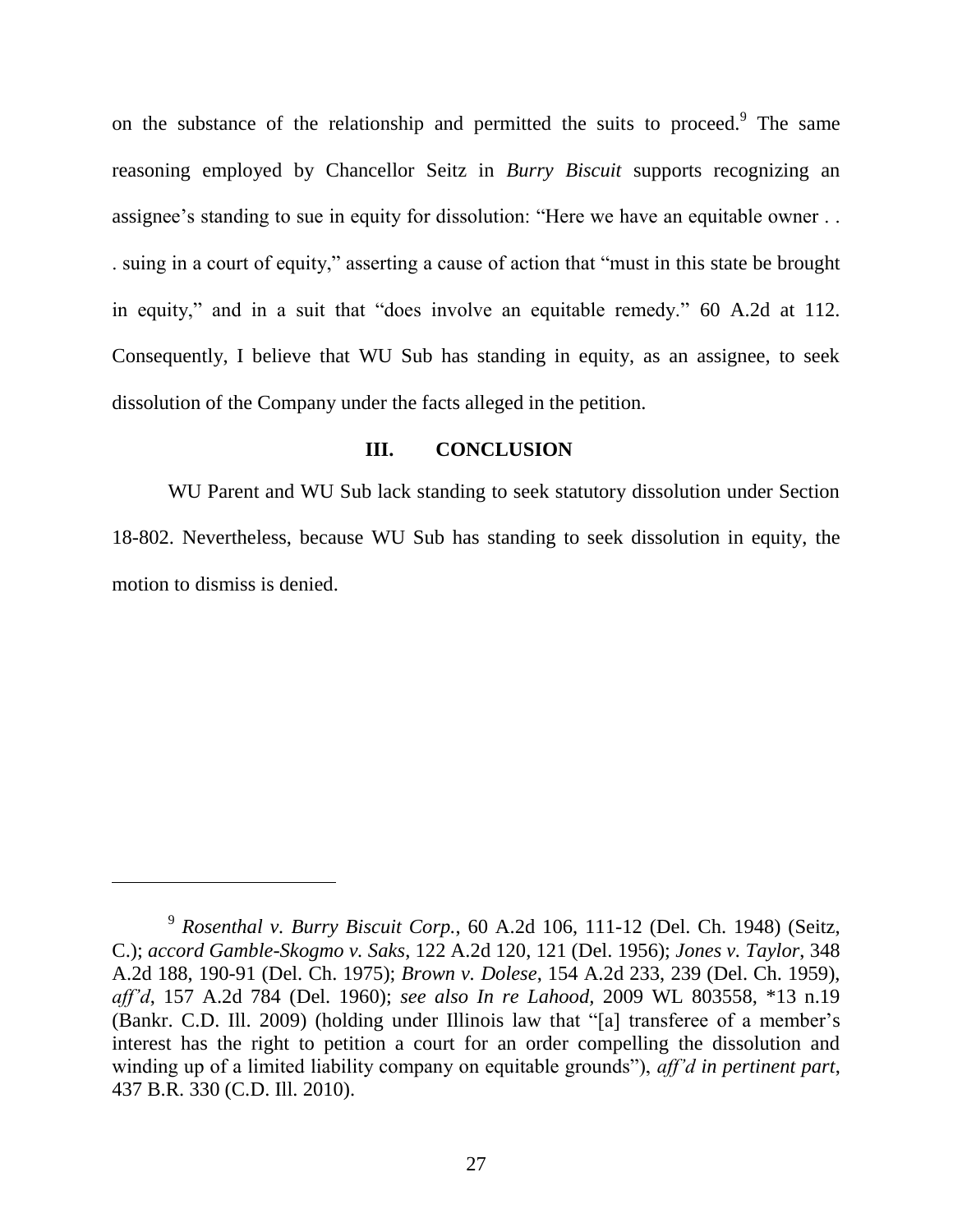on the substance of the relationship and permitted the suits to proceed.[9] The same reasoning employed by Chancellor Seitz in *Burry Biscuit* supports recognizing an assignee's standing to sue in equity for dissolution: "Here we have an equitable owner . . . suing in a court of equity," asserting a cause of action that "must in this state be brought in equity," and in a suit that "does involve an equitable remedy." 60 A.2d at 112. Consequently, I believe that WU Sub has standing in equity, as an assignee, to seek dissolution of the Company under the facts alleged in the petition.

## III. CONCLUSION

WU Parent and WU Sub lack standing to seek statutory dissolution under Section 18-802. Nevertheless, because WU Sub has standing to seek dissolution in equity, the motion to dismiss is denied.

---

[9] *Rosenthal v. Burry Biscuit Corp.*, 60 A.2d 106, 111-12 (Del. Ch. 1948) (Seitz, C.); *accord Gamble-Skogmo v. Saks*, 122 A.2d 120, 121 (Del. 1956); *Jones v. Taylor*, 348 A.2d 188, 190-91 (Del. Ch. 1975); *Brown v. Dolese*, 154 A.2d 233, 239 (Del. Ch. 1959), *aff'd*, 157 A.2d 784 (Del. 1960); *see also In re Lahood,* 2009 WL 803558, *13 n.19 (Bankr. C.D. Ill. 2009) (holding under Illinois law that "[a] transferee of a member's interest has the right to petition a court for an order compelling the dissolution and winding up of a limited liability company on equitable grounds"), *aff'd in pertinent part*, 437 B.R. 330 (C.D. Ill. 2010).